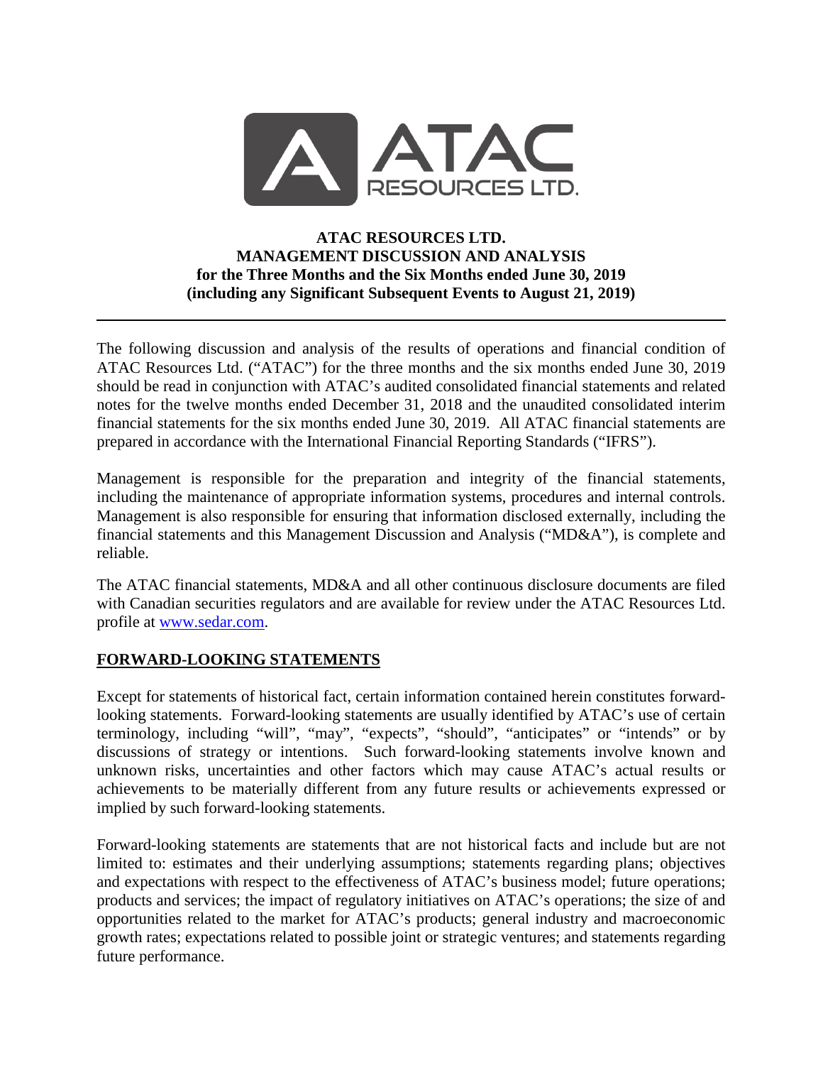# ATAC RESOURCES LTD.
## MANAGEMENT DISCUSSION AND ANALYSIS
### for the Three Months and the Six Months ended June 30, 2019
### (including any Significant Subsequent Events to August 21, 2019)

---

The following discussion and analysis of the results of operations and financial condition of ATAC Resources Ltd. ("ATAC") for the three months and the six months ended June 30, 2019 should be read in conjunction with ATAC's audited consolidated financial statements and related notes for the twelve months ended December 31, 2018 and the unaudited consolidated interim financial statements for the six months ended June 30, 2019. All ATAC financial statements are prepared in accordance with the International Financial Reporting Standards ("IFRS").

Management is responsible for the preparation and integrity of the financial statements, including the maintenance of appropriate information systems, procedures and internal controls. Management is also responsible for ensuring that information disclosed externally, including the financial statements and this Management Discussion and Analysis ("MD&A"), is complete and reliable.

The ATAC financial statements, MD&A and all other continuous disclosure documents are filed with Canadian securities regulators and are available for review under the ATAC Resources Ltd. profile at [www.sedar.com](http://www.sedar.com).

## FORWARD-LOOKING STATEMENTS

Except for statements of historical fact, certain information contained herein constitutes forward-looking statements. Forward-looking statements are usually identified by ATAC's use of certain terminology, including "will", "may", "expects", "should", "anticipates" or "intends" or by discussions of strategy or intentions. Such forward-looking statements involve known and unknown risks, uncertainties and other factors which may cause ATAC's actual results or achievements to be materially different from any future results or achievements expressed or implied by such forward-looking statements.

Forward-looking statements are statements that are not historical facts and include but are not limited to: estimates and their underlying assumptions; statements regarding plans; objectives and expectations with respect to the effectiveness of ATAC's business model; future operations; products and services; the impact of regulatory initiatives on ATAC's operations; the size of and opportunities related to the market for ATAC's products; general industry and macroeconomic growth rates; expectations related to possible joint or strategic ventures; and statements regarding future performance.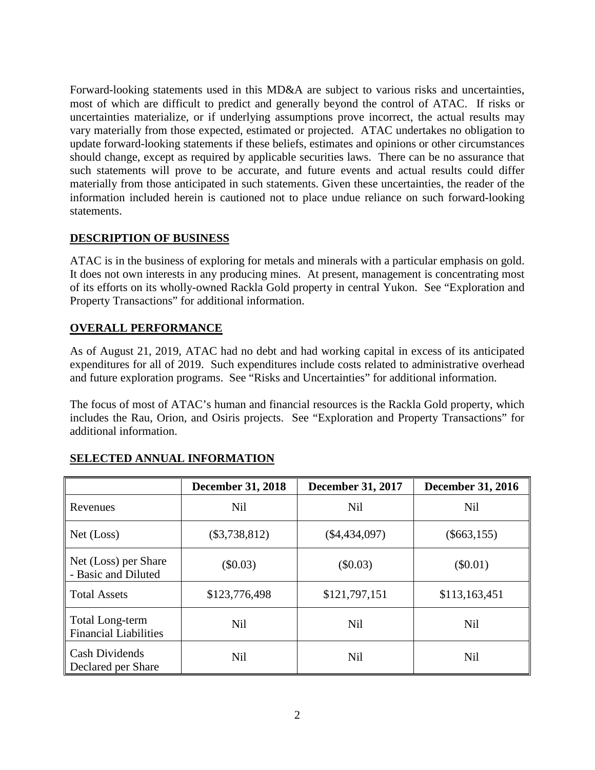Forward-looking statements used in this MD&A are subject to various risks and uncertainties, most of which are difficult to predict and generally beyond the control of ATAC. If risks or uncertainties materialize, or if underlying assumptions prove incorrect, the actual results may vary materially from those expected, estimated or projected. ATAC undertakes no obligation to update forward-looking statements if these beliefs, estimates and opinions or other circumstances should change, except as required by applicable securities laws. There can be no assurance that such statements will prove to be accurate, and future events and actual results could differ materially from those anticipated in such statements. Given these uncertainties, the reader of the information included herein is cautioned not to place undue reliance on such forward-looking statements.

## DESCRIPTION OF BUSINESS

ATAC is in the business of exploring for metals and minerals with a particular emphasis on gold. It does not own interests in any producing mines. At present, management is concentrating most of its efforts on its wholly-owned Rackla Gold property in central Yukon. See "Exploration and Property Transactions" for additional information.

## OVERALL PERFORMANCE

As of August 21, 2019, ATAC had no debt and had working capital in excess of its anticipated expenditures for all of 2019. Such expenditures include costs related to administrative overhead and future exploration programs. See "Risks and Uncertainties" for additional information.

The focus of most of ATAC's human and financial resources is the Rackla Gold property, which includes the Rau, Orion, and Osiris projects. See "Exploration and Property Transactions" for additional information.

## SELECTED ANNUAL INFORMATION

| | December 31, 2018 | December 31, 2017 | December 31, 2016 |
|---|---|---|---|
| Revenues | Nil | Nil | Nil |
| Net (Loss) | ($3,738,812) | ($4,434,097) | ($663,155) |
| Net (Loss) per Share - Basic and Diluted | ($0.03) | ($0.03) | ($0.01) |
| Total Assets | $123,776,498 | $121,797,151 | $113,163,451 |
| Total Long-term Financial Liabilities | Nil | Nil | Nil |
| Cash Dividends Declared per Share | Nil | Nil | Nil |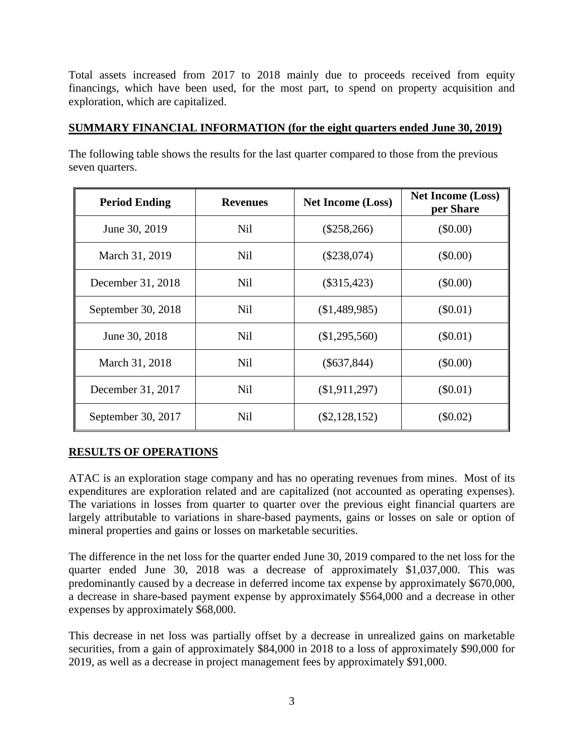Total assets increased from 2017 to 2018 mainly due to proceeds received from equity financings, which have been used, for the most part, to spend on property acquisition and exploration, which are capitalized.

## SUMMARY FINANCIAL INFORMATION (for the eight quarters ended June 30, 2019)

The following table shows the results for the last quarter compared to those from the previous seven quarters.

| Period Ending | Revenues | Net Income (Loss) | Net Income (Loss) per Share |
|---|---|---|---|
| June 30, 2019 | Nil | ($258,266) | ($0.00) |
| March 31, 2019 | Nil | ($238,074) | ($0.00) |
| December 31, 2018 | Nil | ($315,423) | ($0.00) |
| September 30, 2018 | Nil | ($1,489,985) | ($0.01) |
| June 30, 2018 | Nil | ($1,295,560) | ($0.01) |
| March 31, 2018 | Nil | ($637,844) | ($0.00) |
| December 31, 2017 | Nil | ($1,911,297) | ($0.01) |
| September 30, 2017 | Nil | ($2,128,152) | ($0.02) |

## RESULTS OF OPERATIONS

ATAC is an exploration stage company and has no operating revenues from mines. Most of its expenditures are exploration related and are capitalized (not accounted as operating expenses). The variations in losses from quarter to quarter over the previous eight financial quarters are largely attributable to variations in share-based payments, gains or losses on sale or option of mineral properties and gains or losses on marketable securities.

The difference in the net loss for the quarter ended June 30, 2019 compared to the net loss for the quarter ended June 30, 2018 was a decrease of approximately $1,037,000. This was predominantly caused by a decrease in deferred income tax expense by approximately $670,000, a decrease in share-based payment expense by approximately $564,000 and a decrease in other expenses by approximately $68,000.

This decrease in net loss was partially offset by a decrease in unrealized gains on marketable securities, from a gain of approximately $84,000 in 2018 to a loss of approximately $90,000 for 2019, as well as a decrease in project management fees by approximately $91,000.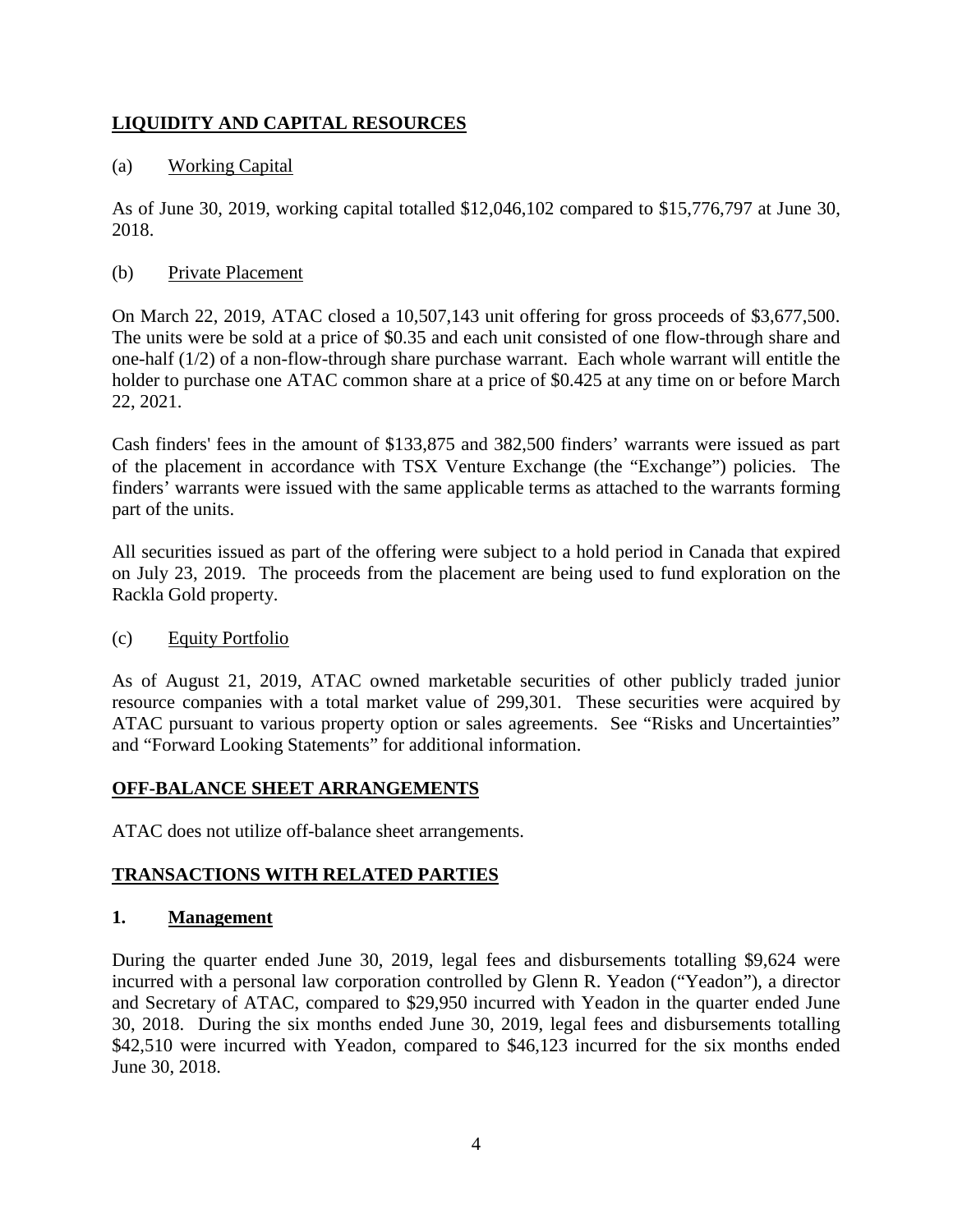## LIQUIDITY AND CAPITAL RESOURCES

(a) Working Capital

As of June 30, 2019, working capital totalled $12,046,102 compared to $15,776,797 at June 30, 2018.

(b) Private Placement

On March 22, 2019, ATAC closed a 10,507,143 unit offering for gross proceeds of $3,677,500. The units were be sold at a price of $0.35 and each unit consisted of one flow-through share and one-half (1/2) of a non-flow-through share purchase warrant. Each whole warrant will entitle the holder to purchase one ATAC common share at a price of $0.425 at any time on or before March 22, 2021.

Cash finders' fees in the amount of $133,875 and 382,500 finders' warrants were issued as part of the placement in accordance with TSX Venture Exchange (the "Exchange") policies. The finders' warrants were issued with the same applicable terms as attached to the warrants forming part of the units.

All securities issued as part of the offering were subject to a hold period in Canada that expired on July 23, 2019. The proceeds from the placement are being used to fund exploration on the Rackla Gold property.

(c) Equity Portfolio

As of August 21, 2019, ATAC owned marketable securities of other publicly traded junior resource companies with a total market value of 299,301. These securities were acquired by ATAC pursuant to various property option or sales agreements. See "Risks and Uncertainties" and "Forward Looking Statements" for additional information.

## OFF-BALANCE SHEET ARRANGEMENTS

ATAC does not utilize off-balance sheet arrangements.

## TRANSACTIONS WITH RELATED PARTIES

### 1. Management

During the quarter ended June 30, 2019, legal fees and disbursements totalling $9,624 were incurred with a personal law corporation controlled by Glenn R. Yeadon ("Yeadon"), a director and Secretary of ATAC, compared to $29,950 incurred with Yeadon in the quarter ended June 30, 2018. During the six months ended June 30, 2019, legal fees and disbursements totalling $42,510 were incurred with Yeadon, compared to $46,123 incurred for the six months ended June 30, 2018.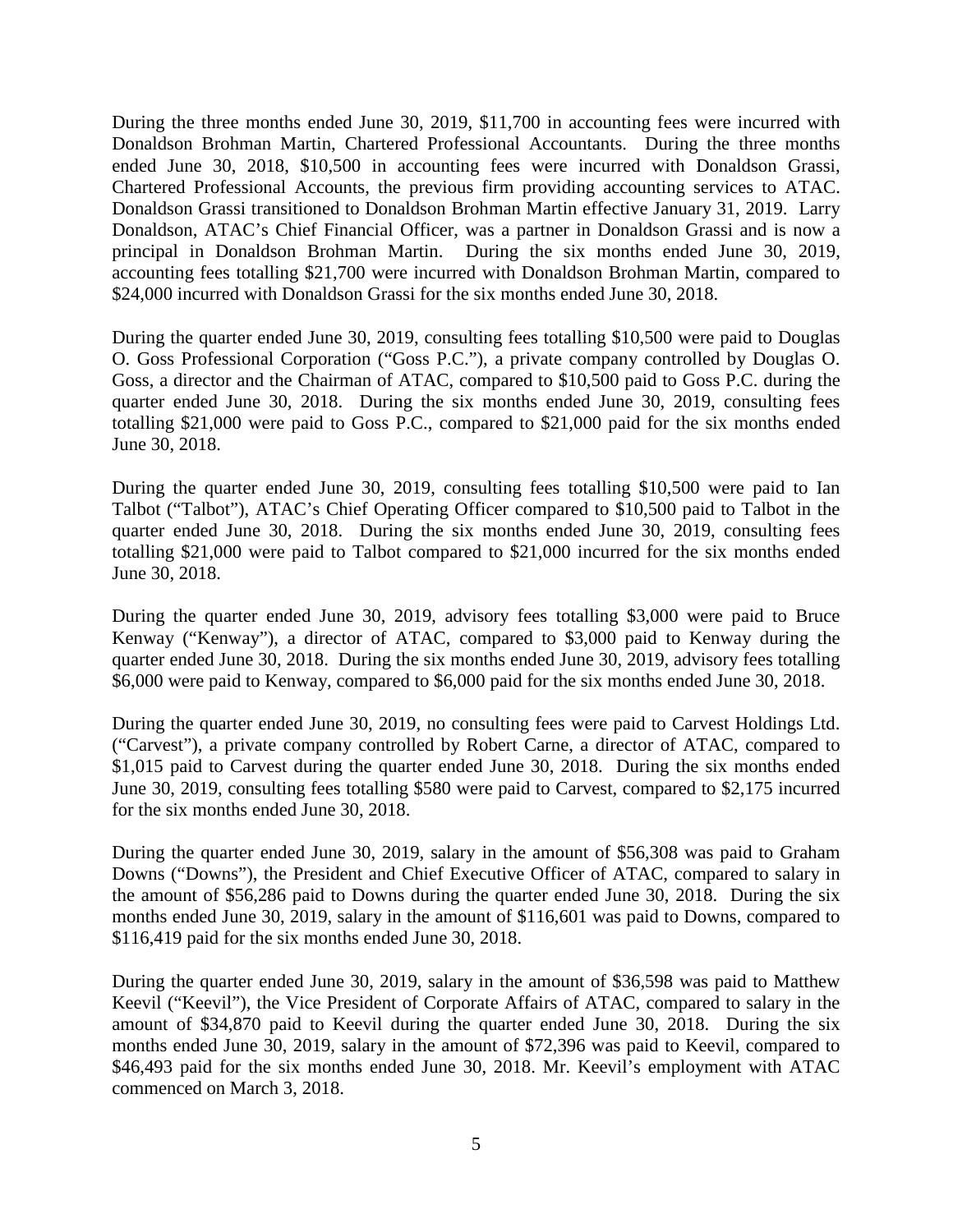During the three months ended June 30, 2019, $11,700 in accounting fees were incurred with Donaldson Brohman Martin, Chartered Professional Accountants. During the three months ended June 30, 2018, $10,500 in accounting fees were incurred with Donaldson Grassi, Chartered Professional Accounts, the previous firm providing accounting services to ATAC. Donaldson Grassi transitioned to Donaldson Brohman Martin effective January 31, 2019. Larry Donaldson, ATAC's Chief Financial Officer, was a partner in Donaldson Grassi and is now a principal in Donaldson Brohman Martin. During the six months ended June 30, 2019, accounting fees totalling $21,700 were incurred with Donaldson Brohman Martin, compared to $24,000 incurred with Donaldson Grassi for the six months ended June 30, 2018.

During the quarter ended June 30, 2019, consulting fees totalling $10,500 were paid to Douglas O. Goss Professional Corporation ("Goss P.C."), a private company controlled by Douglas O. Goss, a director and the Chairman of ATAC, compared to $10,500 paid to Goss P.C. during the quarter ended June 30, 2018. During the six months ended June 30, 2019, consulting fees totalling $21,000 were paid to Goss P.C., compared to $21,000 paid for the six months ended June 30, 2018.

During the quarter ended June 30, 2019, consulting fees totalling $10,500 were paid to Ian Talbot ("Talbot"), ATAC's Chief Operating Officer compared to $10,500 paid to Talbot in the quarter ended June 30, 2018. During the six months ended June 30, 2019, consulting fees totalling $21,000 were paid to Talbot compared to $21,000 incurred for the six months ended June 30, 2018.

During the quarter ended June 30, 2019, advisory fees totalling $3,000 were paid to Bruce Kenway ("Kenway"), a director of ATAC, compared to $3,000 paid to Kenway during the quarter ended June 30, 2018. During the six months ended June 30, 2019, advisory fees totalling $6,000 were paid to Kenway, compared to $6,000 paid for the six months ended June 30, 2018.

During the quarter ended June 30, 2019, no consulting fees were paid to Carvest Holdings Ltd. ("Carvest"), a private company controlled by Robert Carne, a director of ATAC, compared to $1,015 paid to Carvest during the quarter ended June 30, 2018. During the six months ended June 30, 2019, consulting fees totalling $580 were paid to Carvest, compared to $2,175 incurred for the six months ended June 30, 2018.

During the quarter ended June 30, 2019, salary in the amount of $56,308 was paid to Graham Downs ("Downs"), the President and Chief Executive Officer of ATAC, compared to salary in the amount of $56,286 paid to Downs during the quarter ended June 30, 2018. During the six months ended June 30, 2019, salary in the amount of $116,601 was paid to Downs, compared to $116,419 paid for the six months ended June 30, 2018.

During the quarter ended June 30, 2019, salary in the amount of $36,598 was paid to Matthew Keevil ("Keevil"), the Vice President of Corporate Affairs of ATAC, compared to salary in the amount of $34,870 paid to Keevil during the quarter ended June 30, 2018. During the six months ended June 30, 2019, salary in the amount of $72,396 was paid to Keevil, compared to $46,493 paid for the six months ended June 30, 2018. Mr. Keevil's employment with ATAC commenced on March 3, 2018.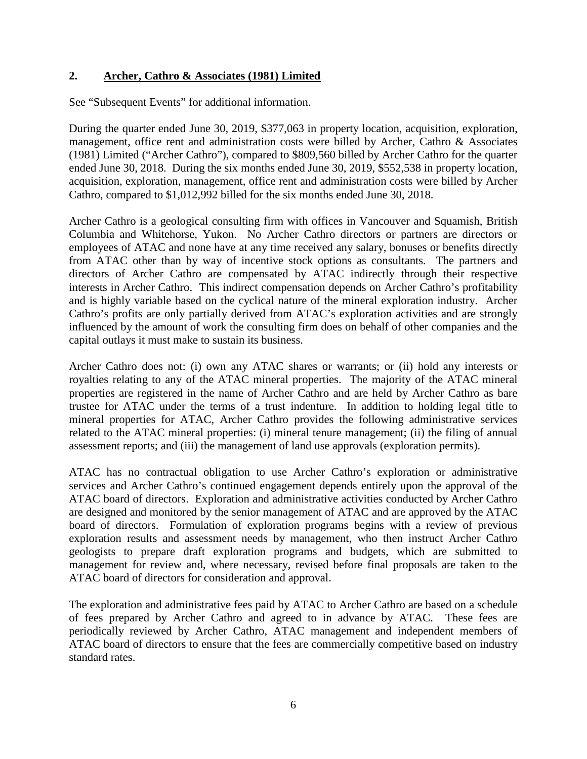## 2. Archer, Cathro & Associates (1981) Limited

See "Subsequent Events" for additional information.

During the quarter ended June 30, 2019, $377,063 in property location, acquisition, exploration, management, office rent and administration costs were billed by Archer, Cathro & Associates (1981) Limited ("Archer Cathro"), compared to $809,560 billed by Archer Cathro for the quarter ended June 30, 2018. During the six months ended June 30, 2019, $552,538 in property location, acquisition, exploration, management, office rent and administration costs were billed by Archer Cathro, compared to $1,012,992 billed for the six months ended June 30, 2018.

Archer Cathro is a geological consulting firm with offices in Vancouver and Squamish, British Columbia and Whitehorse, Yukon. No Archer Cathro directors or partners are directors or employees of ATAC and none have at any time received any salary, bonuses or benefits directly from ATAC other than by way of incentive stock options as consultants. The partners and directors of Archer Cathro are compensated by ATAC indirectly through their respective interests in Archer Cathro. This indirect compensation depends on Archer Cathro's profitability and is highly variable based on the cyclical nature of the mineral exploration industry. Archer Cathro's profits are only partially derived from ATAC's exploration activities and are strongly influenced by the amount of work the consulting firm does on behalf of other companies and the capital outlays it must make to sustain its business.

Archer Cathro does not: (i) own any ATAC shares or warrants; or (ii) hold any interests or royalties relating to any of the ATAC mineral properties. The majority of the ATAC mineral properties are registered in the name of Archer Cathro and are held by Archer Cathro as bare trustee for ATAC under the terms of a trust indenture. In addition to holding legal title to mineral properties for ATAC, Archer Cathro provides the following administrative services related to the ATAC mineral properties: (i) mineral tenure management; (ii) the filing of annual assessment reports; and (iii) the management of land use approvals (exploration permits).

ATAC has no contractual obligation to use Archer Cathro's exploration or administrative services and Archer Cathro's continued engagement depends entirely upon the approval of the ATAC board of directors. Exploration and administrative activities conducted by Archer Cathro are designed and monitored by the senior management of ATAC and are approved by the ATAC board of directors. Formulation of exploration programs begins with a review of previous exploration results and assessment needs by management, who then instruct Archer Cathro geologists to prepare draft exploration programs and budgets, which are submitted to management for review and, where necessary, revised before final proposals are taken to the ATAC board of directors for consideration and approval.

The exploration and administrative fees paid by ATAC to Archer Cathro are based on a schedule of fees prepared by Archer Cathro and agreed to in advance by ATAC. These fees are periodically reviewed by Archer Cathro, ATAC management and independent members of ATAC board of directors to ensure that the fees are commercially competitive based on industry standard rates.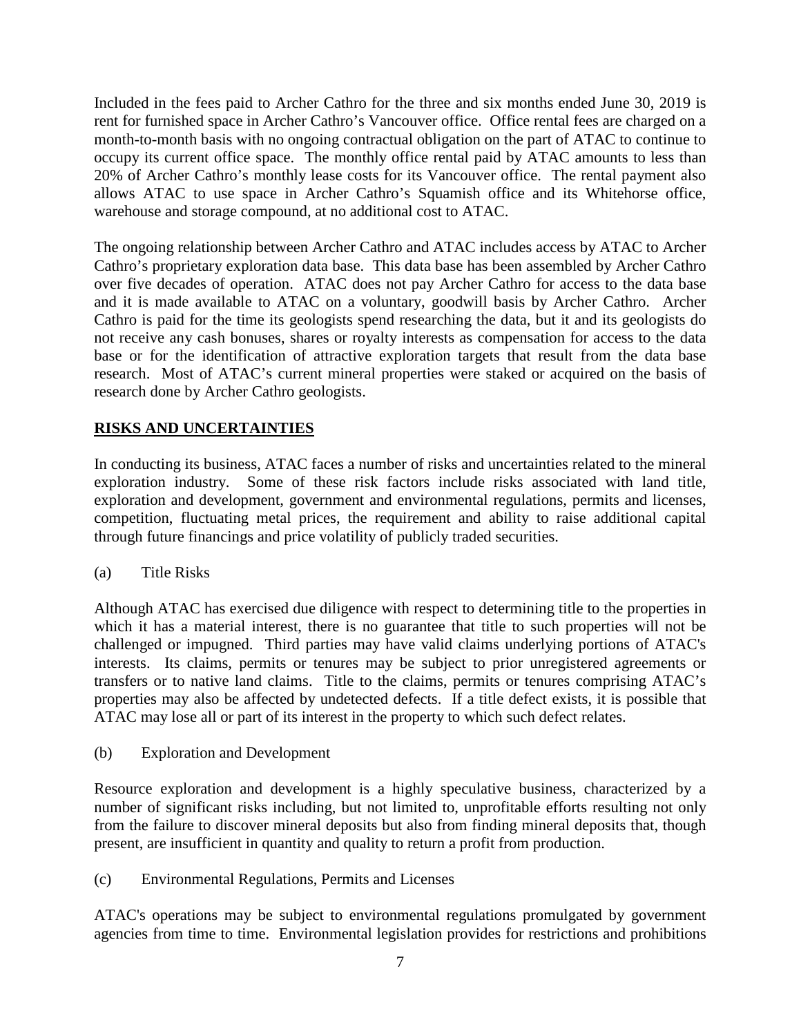Included in the fees paid to Archer Cathro for the three and six months ended June 30, 2019 is rent for furnished space in Archer Cathro's Vancouver office. Office rental fees are charged on a month-to-month basis with no ongoing contractual obligation on the part of ATAC to continue to occupy its current office space. The monthly office rental paid by ATAC amounts to less than 20% of Archer Cathro's monthly lease costs for its Vancouver office. The rental payment also allows ATAC to use space in Archer Cathro's Squamish office and its Whitehorse office, warehouse and storage compound, at no additional cost to ATAC.

The ongoing relationship between Archer Cathro and ATAC includes access by ATAC to Archer Cathro's proprietary exploration data base. This data base has been assembled by Archer Cathro over five decades of operation. ATAC does not pay Archer Cathro for access to the data base and it is made available to ATAC on a voluntary, goodwill basis by Archer Cathro. Archer Cathro is paid for the time its geologists spend researching the data, but it and its geologists do not receive any cash bonuses, shares or royalty interests as compensation for access to the data base or for the identification of attractive exploration targets that result from the data base research. Most of ATAC's current mineral properties were staked or acquired on the basis of research done by Archer Cathro geologists.

## RISKS AND UNCERTAINTIES

In conducting its business, ATAC faces a number of risks and uncertainties related to the mineral exploration industry. Some of these risk factors include risks associated with land title, exploration and development, government and environmental regulations, permits and licenses, competition, fluctuating metal prices, the requirement and ability to raise additional capital through future financings and price volatility of publicly traded securities.

(a) Title Risks

Although ATAC has exercised due diligence with respect to determining title to the properties in which it has a material interest, there is no guarantee that title to such properties will not be challenged or impugned. Third parties may have valid claims underlying portions of ATAC's interests. Its claims, permits or tenures may be subject to prior unregistered agreements or transfers or to native land claims. Title to the claims, permits or tenures comprising ATAC's properties may also be affected by undetected defects. If a title defect exists, it is possible that ATAC may lose all or part of its interest in the property to which such defect relates.

(b) Exploration and Development

Resource exploration and development is a highly speculative business, characterized by a number of significant risks including, but not limited to, unprofitable efforts resulting not only from the failure to discover mineral deposits but also from finding mineral deposits that, though present, are insufficient in quantity and quality to return a profit from production.

(c) Environmental Regulations, Permits and Licenses

ATAC's operations may be subject to environmental regulations promulgated by government agencies from time to time. Environmental legislation provides for restrictions and prohibitions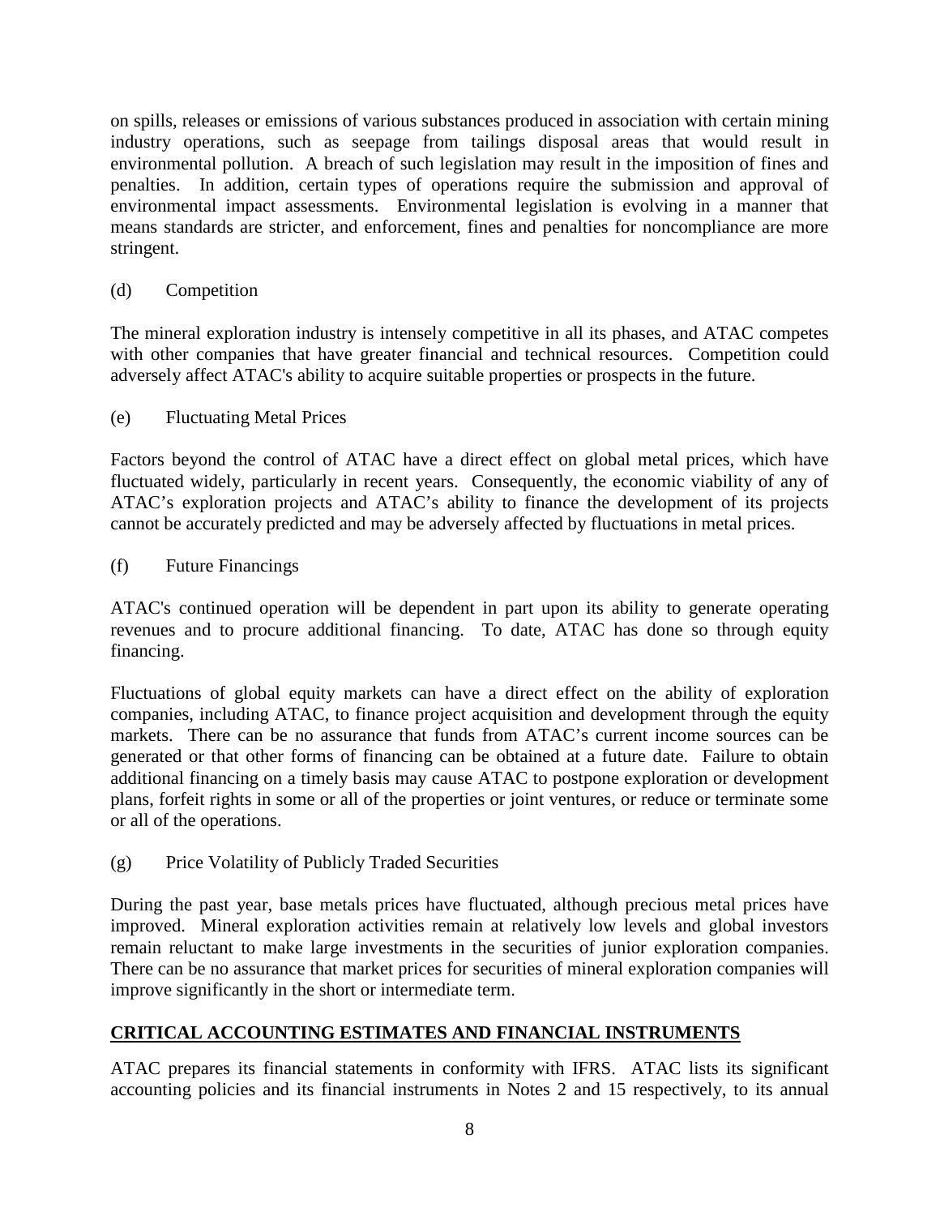on spills, releases or emissions of various substances produced in association with certain mining industry operations, such as seepage from tailings disposal areas that would result in environmental pollution. A breach of such legislation may result in the imposition of fines and penalties. In addition, certain types of operations require the submission and approval of environmental impact assessments. Environmental legislation is evolving in a manner that means standards are stricter, and enforcement, fines and penalties for noncompliance are more stringent.

(d) Competition

The mineral exploration industry is intensely competitive in all its phases, and ATAC competes with other companies that have greater financial and technical resources. Competition could adversely affect ATAC's ability to acquire suitable properties or prospects in the future.

(e) Fluctuating Metal Prices

Factors beyond the control of ATAC have a direct effect on global metal prices, which have fluctuated widely, particularly in recent years. Consequently, the economic viability of any of ATAC's exploration projects and ATAC's ability to finance the development of its projects cannot be accurately predicted and may be adversely affected by fluctuations in metal prices.

(f) Future Financings

ATAC's continued operation will be dependent in part upon its ability to generate operating revenues and to procure additional financing. To date, ATAC has done so through equity financing.

Fluctuations of global equity markets can have a direct effect on the ability of exploration companies, including ATAC, to finance project acquisition and development through the equity markets. There can be no assurance that funds from ATAC's current income sources can be generated or that other forms of financing can be obtained at a future date. Failure to obtain additional financing on a timely basis may cause ATAC to postpone exploration or development plans, forfeit rights in some or all of the properties or joint ventures, or reduce or terminate some or all of the operations.

(g) Price Volatility of Publicly Traded Securities

During the past year, base metals prices have fluctuated, although precious metal prices have improved. Mineral exploration activities remain at relatively low levels and global investors remain reluctant to make large investments in the securities of junior exploration companies. There can be no assurance that market prices for securities of mineral exploration companies will improve significantly in the short or intermediate term.

## CRITICAL ACCOUNTING ESTIMATES AND FINANCIAL INSTRUMENTS

ATAC prepares its financial statements in conformity with IFRS. ATAC lists its significant accounting policies and its financial instruments in Notes 2 and 15 respectively, to its annual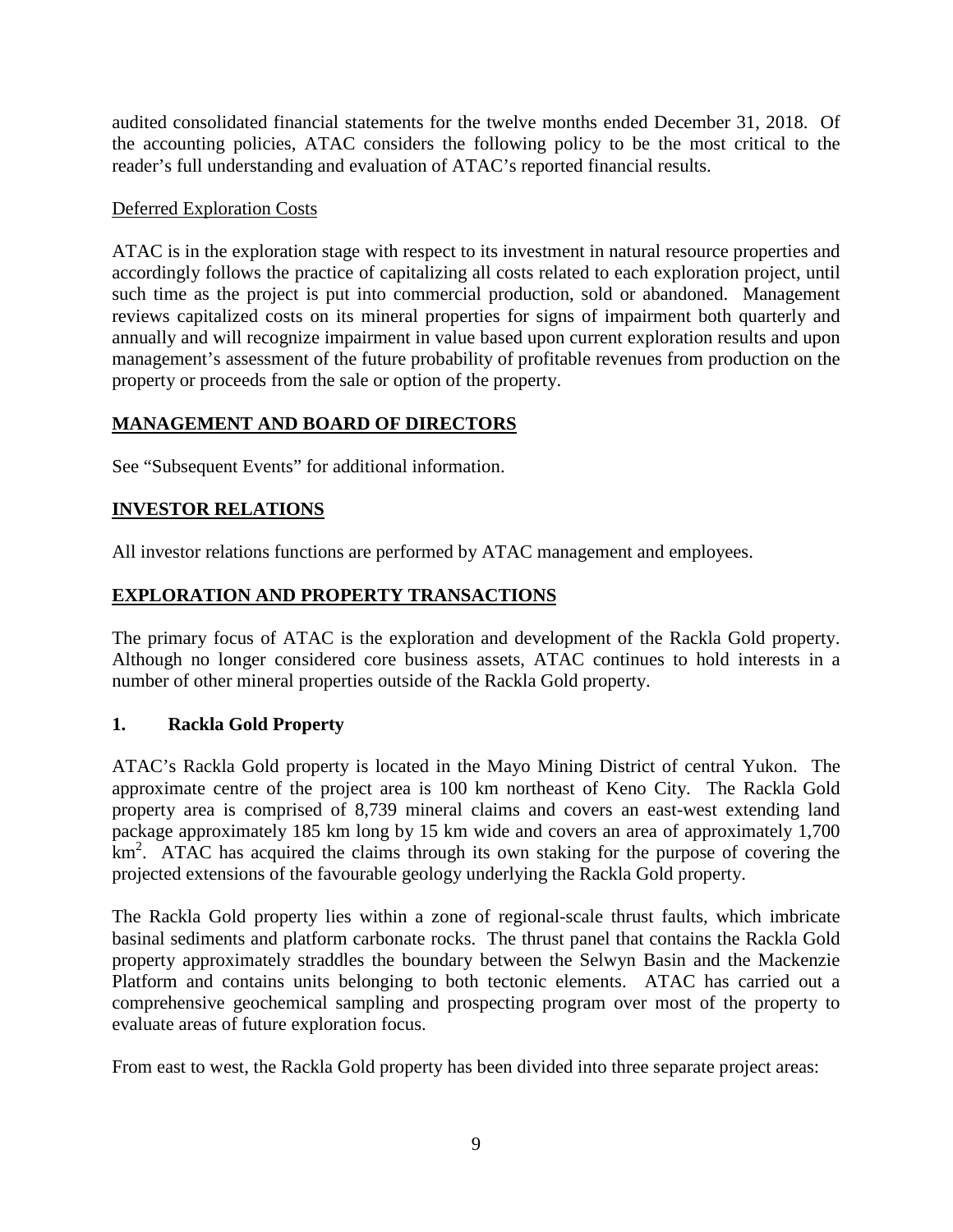audited consolidated financial statements for the twelve months ended December 31, 2018. Of the accounting policies, ATAC considers the following policy to be the most critical to the reader's full understanding and evaluation of ATAC's reported financial results.

Deferred Exploration Costs

ATAC is in the exploration stage with respect to its investment in natural resource properties and accordingly follows the practice of capitalizing all costs related to each exploration project, until such time as the project is put into commercial production, sold or abandoned. Management reviews capitalized costs on its mineral properties for signs of impairment both quarterly and annually and will recognize impairment in value based upon current exploration results and upon management's assessment of the future probability of profitable revenues from production on the property or proceeds from the sale or option of the property.

## MANAGEMENT AND BOARD OF DIRECTORS

See "Subsequent Events" for additional information.

## INVESTOR RELATIONS

All investor relations functions are performed by ATAC management and employees.

## EXPLORATION AND PROPERTY TRANSACTIONS

The primary focus of ATAC is the exploration and development of the Rackla Gold property. Although no longer considered core business assets, ATAC continues to hold interests in a number of other mineral properties outside of the Rackla Gold property.

### 1. Rackla Gold Property

ATAC's Rackla Gold property is located in the Mayo Mining District of central Yukon. The approximate centre of the project area is 100 km northeast of Keno City. The Rackla Gold property area is comprised of 8,739 mineral claims and covers an east-west extending land package approximately 185 km long by 15 km wide and covers an area of approximately 1,700 $km^2$. ATAC has acquired the claims through its own staking for the purpose of covering the projected extensions of the favourable geology underlying the Rackla Gold property.

The Rackla Gold property lies within a zone of regional-scale thrust faults, which imbricate basinal sediments and platform carbonate rocks. The thrust panel that contains the Rackla Gold property approximately straddles the boundary between the Selwyn Basin and the Mackenzie Platform and contains units belonging to both tectonic elements. ATAC has carried out a comprehensive geochemical sampling and prospecting program over most of the property to evaluate areas of future exploration focus.

From east to west, the Rackla Gold property has been divided into three separate project areas: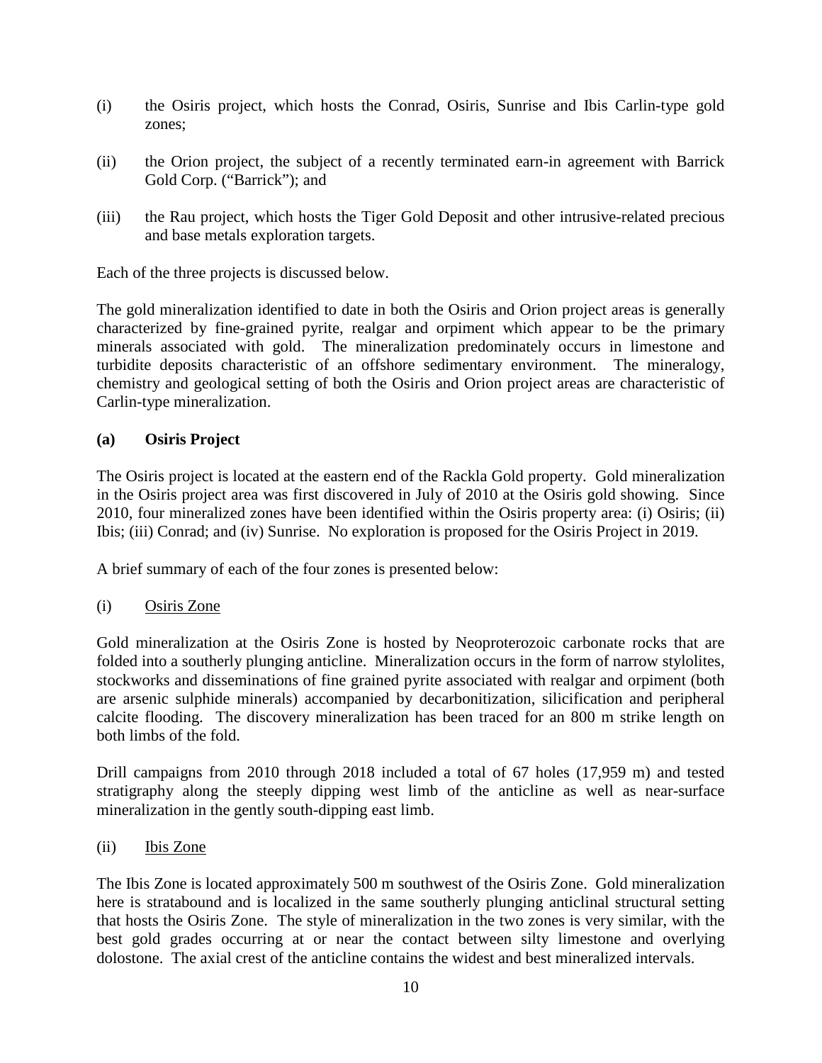(i) the Osiris project, which hosts the Conrad, Osiris, Sunrise and Ibis Carlin-type gold zones;

(ii) the Orion project, the subject of a recently terminated earn-in agreement with Barrick Gold Corp. ("Barrick"); and

(iii) the Rau project, which hosts the Tiger Gold Deposit and other intrusive-related precious and base metals exploration targets.

Each of the three projects is discussed below.

The gold mineralization identified to date in both the Osiris and Orion project areas is generally characterized by fine-grained pyrite, realgar and orpiment which appear to be the primary minerals associated with gold. The mineralization predominately occurs in limestone and turbidite deposits characteristic of an offshore sedimentary environment. The mineralogy, chemistry and geological setting of both the Osiris and Orion project areas are characteristic of Carlin-type mineralization.

**(a) Osiris Project**

The Osiris project is located at the eastern end of the Rackla Gold property. Gold mineralization in the Osiris project area was first discovered in July of 2010 at the Osiris gold showing. Since 2010, four mineralized zones have been identified within the Osiris property area: (i) Osiris; (ii) Ibis; (iii) Conrad; and (iv) Sunrise. No exploration is proposed for the Osiris Project in 2019.

A brief summary of each of the four zones is presented below:

(i) Osiris Zone

Gold mineralization at the Osiris Zone is hosted by Neoproterozoic carbonate rocks that are folded into a southerly plunging anticline. Mineralization occurs in the form of narrow stylolites, stockworks and disseminations of fine grained pyrite associated with realgar and orpiment (both are arsenic sulphide minerals) accompanied by decarbonitization, silicification and peripheral calcite flooding. The discovery mineralization has been traced for an 800 m strike length on both limbs of the fold.

Drill campaigns from 2010 through 2018 included a total of 67 holes (17,959 m) and tested stratigraphy along the steeply dipping west limb of the anticline as well as near-surface mineralization in the gently south-dipping east limb.

(ii) Ibis Zone

The Ibis Zone is located approximately 500 m southwest of the Osiris Zone. Gold mineralization here is stratabound and is localized in the same southerly plunging anticlinal structural setting that hosts the Osiris Zone. The style of mineralization in the two zones is very similar, with the best gold grades occurring at or near the contact between silty limestone and overlying dolostone. The axial crest of the anticline contains the widest and best mineralized intervals.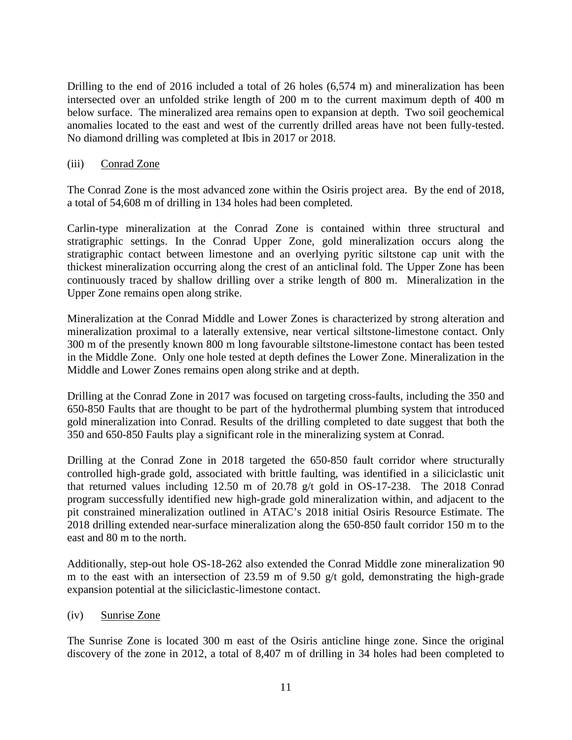Drilling to the end of 2016 included a total of 26 holes (6,574 m) and mineralization has been intersected over an unfolded strike length of 200 m to the current maximum depth of 400 m below surface. The mineralized area remains open to expansion at depth. Two soil geochemical anomalies located to the east and west of the currently drilled areas have not been fully-tested. No diamond drilling was completed at Ibis in 2017 or 2018.

(iii) <u>Conrad Zone</u>

The Conrad Zone is the most advanced zone within the Osiris project area. By the end of 2018, a total of 54,608 m of drilling in 134 holes had been completed.

Carlin-type mineralization at the Conrad Zone is contained within three structural and stratigraphic settings. In the Conrad Upper Zone, gold mineralization occurs along the stratigraphic contact between limestone and an overlying pyritic siltstone cap unit with the thickest mineralization occurring along the crest of an anticlinal fold. The Upper Zone has been continuously traced by shallow drilling over a strike length of 800 m. Mineralization in the Upper Zone remains open along strike.

Mineralization at the Conrad Middle and Lower Zones is characterized by strong alteration and mineralization proximal to a laterally extensive, near vertical siltstone-limestone contact. Only 300 m of the presently known 800 m long favourable siltstone-limestone contact has been tested in the Middle Zone. Only one hole tested at depth defines the Lower Zone. Mineralization in the Middle and Lower Zones remains open along strike and at depth.

Drilling at the Conrad Zone in 2017 was focused on targeting cross-faults, including the 350 and 650-850 Faults that are thought to be part of the hydrothermal plumbing system that introduced gold mineralization into Conrad. Results of the drilling completed to date suggest that both the 350 and 650-850 Faults play a significant role in the mineralizing system at Conrad.

Drilling at the Conrad Zone in 2018 targeted the 650-850 fault corridor where structurally controlled high-grade gold, associated with brittle faulting, was identified in a siliciclastic unit that returned values including 12.50 m of 20.78 g/t gold in OS-17-238. The 2018 Conrad program successfully identified new high-grade gold mineralization within, and adjacent to the pit constrained mineralization outlined in ATAC's 2018 initial Osiris Resource Estimate. The 2018 drilling extended near-surface mineralization along the 650-850 fault corridor 150 m to the east and 80 m to the north.

Additionally, step-out hole OS-18-262 also extended the Conrad Middle zone mineralization 90 m to the east with an intersection of 23.59 m of 9.50 g/t gold, demonstrating the high-grade expansion potential at the siliciclastic-limestone contact.

(iv) <u>Sunrise Zone</u>

The Sunrise Zone is located 300 m east of the Osiris anticline hinge zone. Since the original discovery of the zone in 2012, a total of 8,407 m of drilling in 34 holes had been completed to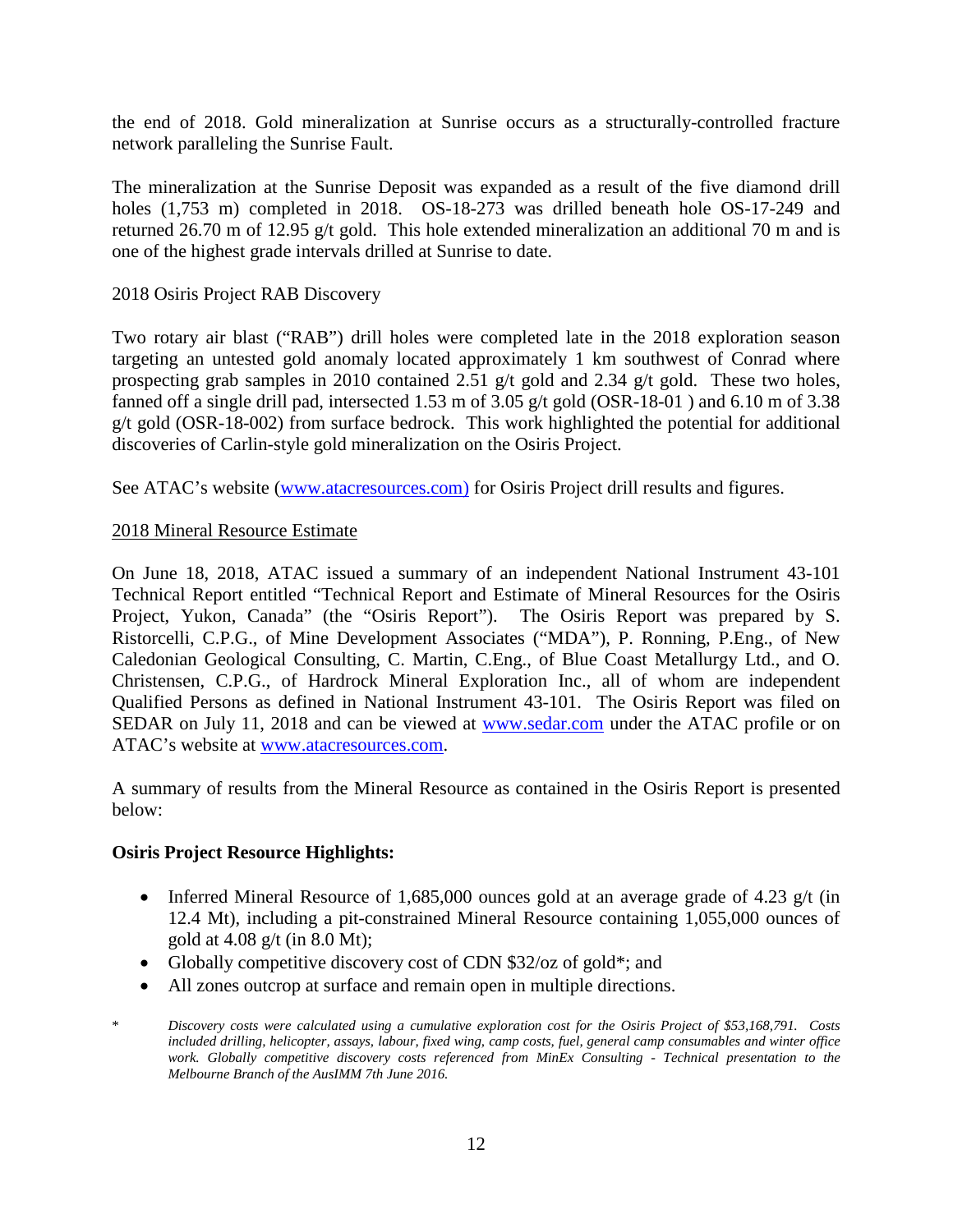the end of 2018. Gold mineralization at Sunrise occurs as a structurally-controlled fracture network paralleling the Sunrise Fault.

The mineralization at the Sunrise Deposit was expanded as a result of the five diamond drill holes (1,753 m) completed in 2018. OS-18-273 was drilled beneath hole OS-17-249 and returned 26.70 m of 12.95 g/t gold. This hole extended mineralization an additional 70 m and is one of the highest grade intervals drilled at Sunrise to date.

2018 Osiris Project RAB Discovery

Two rotary air blast ("RAB") drill holes were completed late in the 2018 exploration season targeting an untested gold anomaly located approximately 1 km southwest of Conrad where prospecting grab samples in 2010 contained 2.51 g/t gold and 2.34 g/t gold. These two holes, fanned off a single drill pad, intersected 1.53 m of 3.05 g/t gold (OSR-18-01 ) and 6.10 m of 3.38 g/t gold (OSR-18-002) from surface bedrock. This work highlighted the potential for additional discoveries of Carlin-style gold mineralization on the Osiris Project.

See ATAC's website (www.atacresources.com) for Osiris Project drill results and figures.

2018 Mineral Resource Estimate

On June 18, 2018, ATAC issued a summary of an independent National Instrument 43-101 Technical Report entitled "Technical Report and Estimate of Mineral Resources for the Osiris Project, Yukon, Canada" (the "Osiris Report"). The Osiris Report was prepared by S. Ristorcelli, C.P.G., of Mine Development Associates ("MDA"), P. Ronning, P.Eng., of New Caledonian Geological Consulting, C. Martin, C.Eng., of Blue Coast Metallurgy Ltd., and O. Christensen, C.P.G., of Hardrock Mineral Exploration Inc., all of whom are independent Qualified Persons as defined in National Instrument 43-101. The Osiris Report was filed on SEDAR on July 11, 2018 and can be viewed at www.sedar.com under the ATAC profile or on ATAC's website at www.atacresources.com.

A summary of results from the Mineral Resource as contained in the Osiris Report is presented below:

**Osiris Project Resource Highlights:**

- Inferred Mineral Resource of 1,685,000 ounces gold at an average grade of 4.23 g/t (in 12.4 Mt), including a pit-constrained Mineral Resource containing 1,055,000 ounces of gold at 4.08 g/t (in 8.0 Mt);
- Globally competitive discovery cost of CDN $32/oz of gold*; and
- All zones outcrop at surface and remain open in multiple directions.

\* *Discovery costs were calculated using a cumulative exploration cost for the Osiris Project of $53,168,791. Costs included drilling, helicopter, assays, labour, fixed wing, camp costs, fuel, general camp consumables and winter office work. Globally competitive discovery costs referenced from MinEx Consulting - Technical presentation to the Melbourne Branch of the AusIMM 7th June 2016.*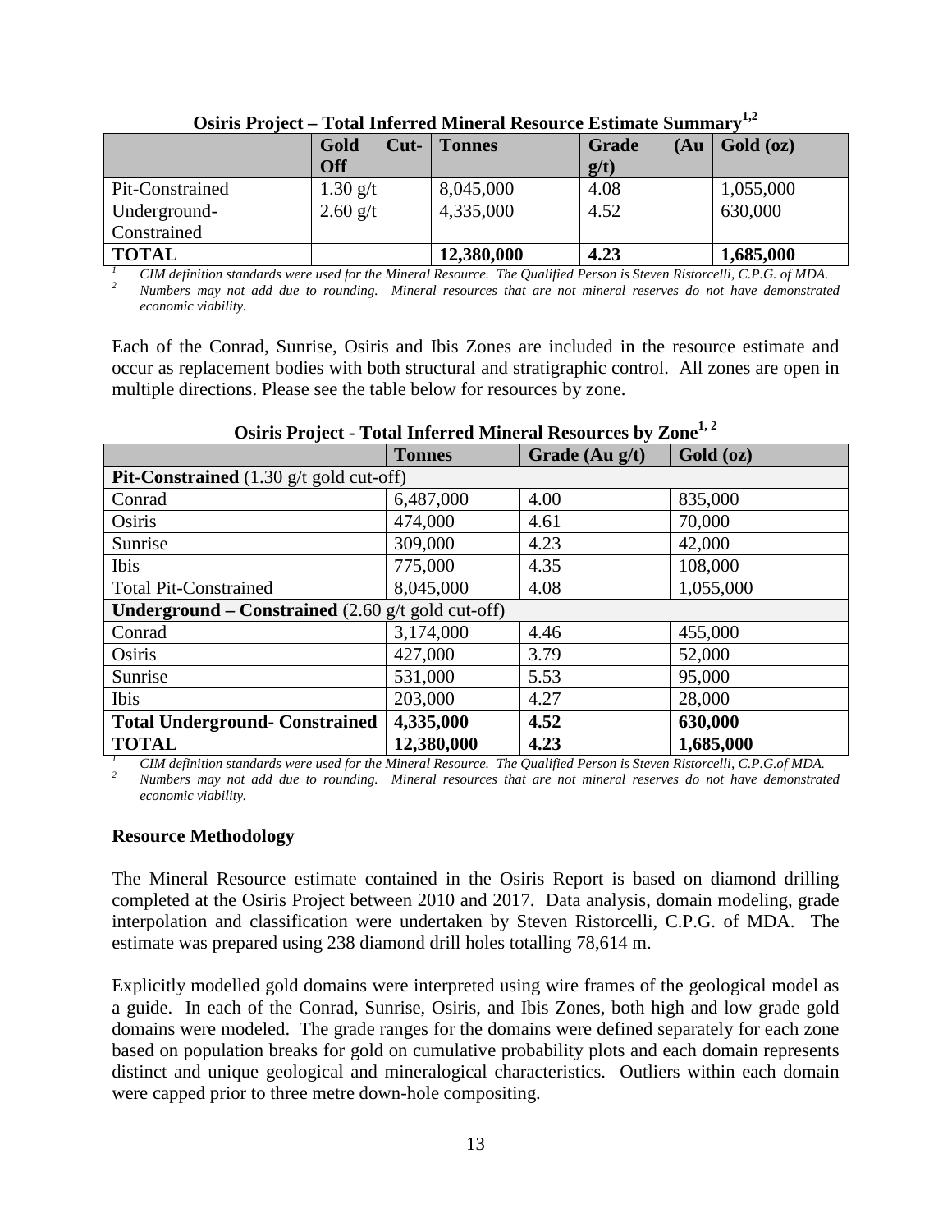**Osiris Project – Total Inferred Mineral Resource Estimate Summary[1,2]**

| | Gold Cut-Off | Tonnes | Grade (Au g/t) | Gold (oz) |
|---|---|---|---|---|
| Pit-Constrained | 1.30 g/t | 8,045,000 | 4.08 | 1,055,000 |
| Underground-Constrained | 2.60 g/t | 4,335,000 | 4.52 | 630,000 |
| **TOTAL** | | **12,380,000** | **4.23** | **1,685,000** |

[1] *CIM definition standards were used for the Mineral Resource. The Qualified Person is Steven Ristorcelli, C.P.G. of MDA.*
[2] *Numbers may not add due to rounding. Mineral resources that are not mineral reserves do not have demonstrated economic viability.*

Each of the Conrad, Sunrise, Osiris and Ibis Zones are included in the resource estimate and occur as replacement bodies with both structural and stratigraphic control. All zones are open in multiple directions. Please see the table below for resources by zone.

**Osiris Project - Total Inferred Mineral Resources by Zone[1, 2]**

| | Tonnes | Grade (Au g/t) | Gold (oz) |
|---|---|---|---|
| **Pit-Constrained** (1.30 g/t gold cut-off) | | | |
| Conrad | 6,487,000 | 4.00 | 835,000 |
| Osiris | 474,000 | 4.61 | 70,000 |
| Sunrise | 309,000 | 4.23 | 42,000 |
| Ibis | 775,000 | 4.35 | 108,000 |
| Total Pit-Constrained | 8,045,000 | 4.08 | 1,055,000 |
| **Underground – Constrained** (2.60 g/t gold cut-off) | | | |
| Conrad | 3,174,000 | 4.46 | 455,000 |
| Osiris | 427,000 | 3.79 | 52,000 |
| Sunrise | 531,000 | 5.53 | 95,000 |
| Ibis | 203,000 | 4.27 | 28,000 |
| **Total Underground- Constrained** | **4,335,000** | **4.52** | **630,000** |
| **TOTAL** | **12,380,000** | **4.23** | **1,685,000** |

[1] *CIM definition standards were used for the Mineral Resource. The Qualified Person is Steven Ristorcelli, C.P.G.of MDA.*
[2] *Numbers may not add due to rounding. Mineral resources that are not mineral reserves do not have demonstrated economic viability.*

**Resource Methodology**

The Mineral Resource estimate contained in the Osiris Report is based on diamond drilling completed at the Osiris Project between 2010 and 2017. Data analysis, domain modeling, grade interpolation and classification were undertaken by Steven Ristorcelli, C.P.G. of MDA. The estimate was prepared using 238 diamond drill holes totalling 78,614 m.

Explicitly modelled gold domains were interpreted using wire frames of the geological model as a guide. In each of the Conrad, Sunrise, Osiris, and Ibis Zones, both high and low grade gold domains were modeled. The grade ranges for the domains were defined separately for each zone based on population breaks for gold on cumulative probability plots and each domain represents distinct and unique geological and mineralogical characteristics. Outliers within each domain were capped prior to three metre down-hole compositing.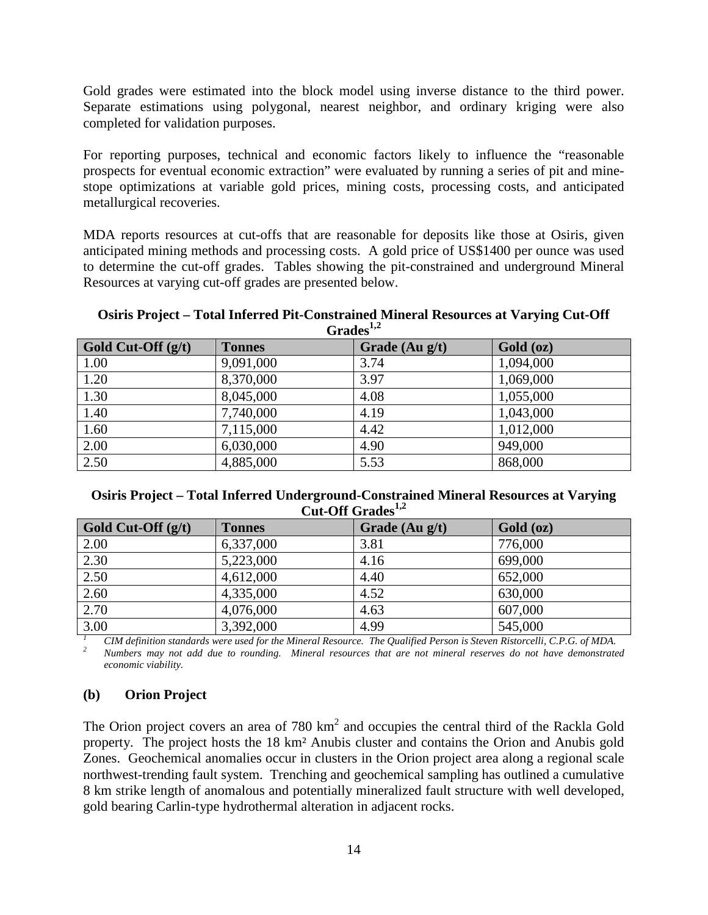Gold grades were estimated into the block model using inverse distance to the third power. Separate estimations using polygonal, nearest neighbor, and ordinary kriging were also completed for validation purposes.

For reporting purposes, technical and economic factors likely to influence the "reasonable prospects for eventual economic extraction" were evaluated by running a series of pit and mine-stope optimizations at variable gold prices, mining costs, processing costs, and anticipated metallurgical recoveries.

MDA reports resources at cut-offs that are reasonable for deposits like those at Osiris, given anticipated mining methods and processing costs. A gold price of US$1400 per ounce was used to determine the cut-off grades. Tables showing the pit-constrained and underground Mineral Resources at varying cut-off grades are presented below.

**Osiris Project – Total Inferred Pit-Constrained Mineral Resources at Varying Cut-Off Grades[1,2]**

| Gold Cut-Off (g/t) | Tonnes | Grade (Au g/t) | Gold (oz) |
|---|---|---|---|
| 1.00 | 9,091,000 | 3.74 | 1,094,000 |
| 1.20 | 8,370,000 | 3.97 | 1,069,000 |
| 1.30 | 8,045,000 | 4.08 | 1,055,000 |
| 1.40 | 7,740,000 | 4.19 | 1,043,000 |
| 1.60 | 7,115,000 | 4.42 | 1,012,000 |
| 2.00 | 6,030,000 | 4.90 | 949,000 |
| 2.50 | 4,885,000 | 5.53 | 868,000 |

**Osiris Project – Total Inferred Underground-Constrained Mineral Resources at Varying Cut-Off Grades[1,2]**

| Gold Cut-Off (g/t) | Tonnes | Grade (Au g/t) | Gold (oz) |
|---|---|---|---|
| 2.00 | 6,337,000 | 3.81 | 776,000 |
| 2.30 | 5,223,000 | 4.16 | 699,000 |
| 2.50 | 4,612,000 | 4.40 | 652,000 |
| 2.60 | 4,335,000 | 4.52 | 630,000 |
| 2.70 | 4,076,000 | 4.63 | 607,000 |
| 3.00 | 3,392,000 | 4.99 | 545,000 |

[1] *CIM definition standards were used for the Mineral Resource. The Qualified Person is Steven Ristorcelli, C.P.G. of MDA.*

[2] *Numbers may not add due to rounding. Mineral resources that are not mineral reserves do not have demonstrated economic viability.*

### (b) Orion Project

The Orion project covers an area of 780 $km^2$ and occupies the central third of the Rackla Gold property. The project hosts the 18 $km^2$ Anubis cluster and contains the Orion and Anubis gold Zones. Geochemical anomalies occur in clusters in the Orion project area along a regional scale northwest-trending fault system. Trenching and geochemical sampling has outlined a cumulative 8 km strike length of anomalous and potentially mineralized fault structure with well developed, gold bearing Carlin-type hydrothermal alteration in adjacent rocks.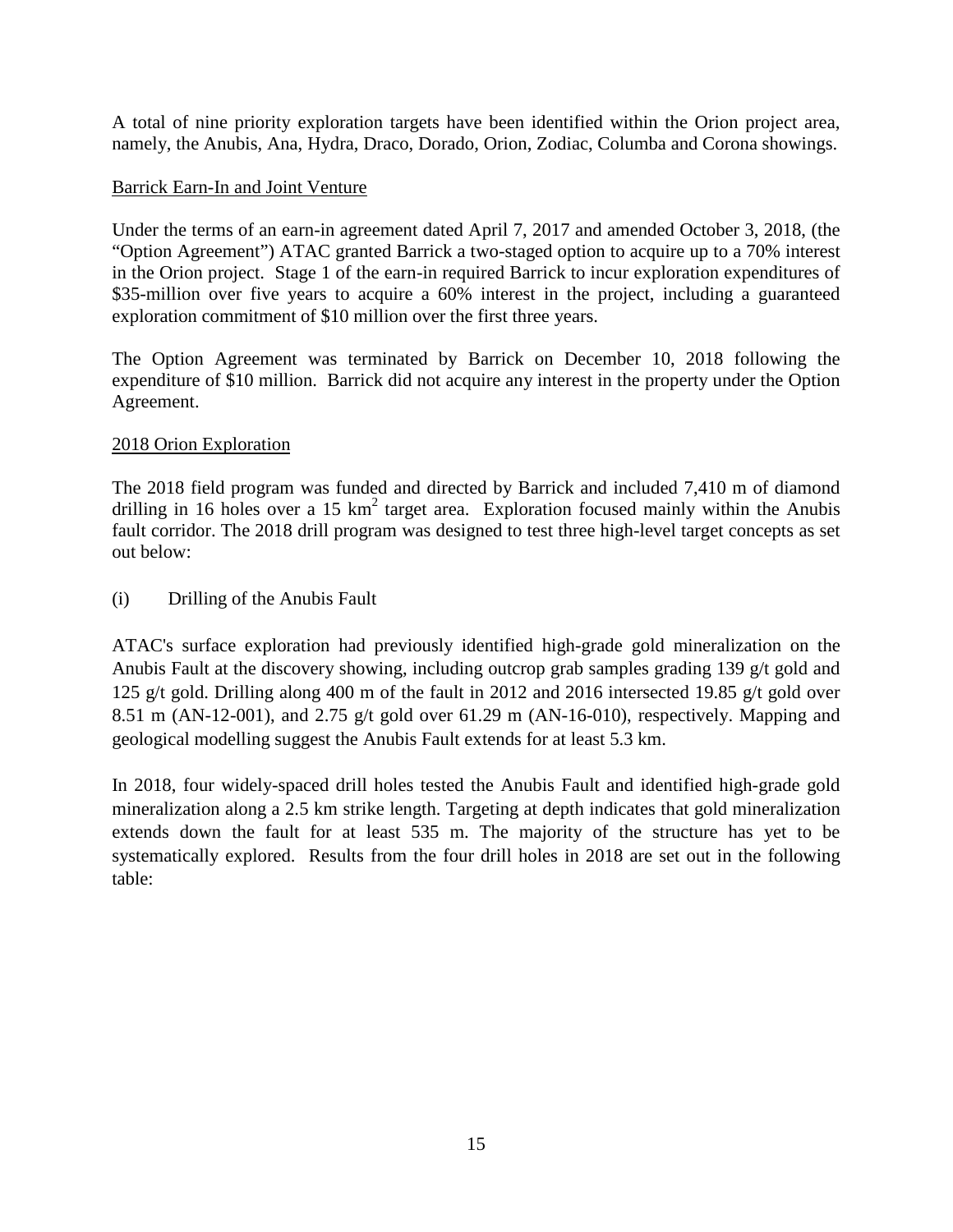A total of nine priority exploration targets have been identified within the Orion project area, namely, the Anubis, Ana, Hydra, Draco, Dorado, Orion, Zodiac, Columba and Corona showings.

Barrick Earn-In and Joint Venture

Under the terms of an earn-in agreement dated April 7, 2017 and amended October 3, 2018, (the "Option Agreement") ATAC granted Barrick a two-staged option to acquire up to a 70% interest in the Orion project. Stage 1 of the earn-in required Barrick to incur exploration expenditures of $35-million over five years to acquire a 60% interest in the project, including a guaranteed exploration commitment of $10 million over the first three years.

The Option Agreement was terminated by Barrick on December 10, 2018 following the expenditure of $10 million. Barrick did not acquire any interest in the property under the Option Agreement.

2018 Orion Exploration

The 2018 field program was funded and directed by Barrick and included 7,410 m of diamond drilling in 16 holes over a 15 $km^2$ target area. Exploration focused mainly within the Anubis fault corridor. The 2018 drill program was designed to test three high-level target concepts as set out below:

(i) Drilling of the Anubis Fault

ATAC's surface exploration had previously identified high-grade gold mineralization on the Anubis Fault at the discovery showing, including outcrop grab samples grading 139 g/t gold and 125 g/t gold. Drilling along 400 m of the fault in 2012 and 2016 intersected 19.85 g/t gold over 8.51 m (AN-12-001), and 2.75 g/t gold over 61.29 m (AN-16-010), respectively. Mapping and geological modelling suggest the Anubis Fault extends for at least 5.3 km.

In 2018, four widely-spaced drill holes tested the Anubis Fault and identified high-grade gold mineralization along a 2.5 km strike length. Targeting at depth indicates that gold mineralization extends down the fault for at least 535 m. The majority of the structure has yet to be systematically explored. Results from the four drill holes in 2018 are set out in the following table: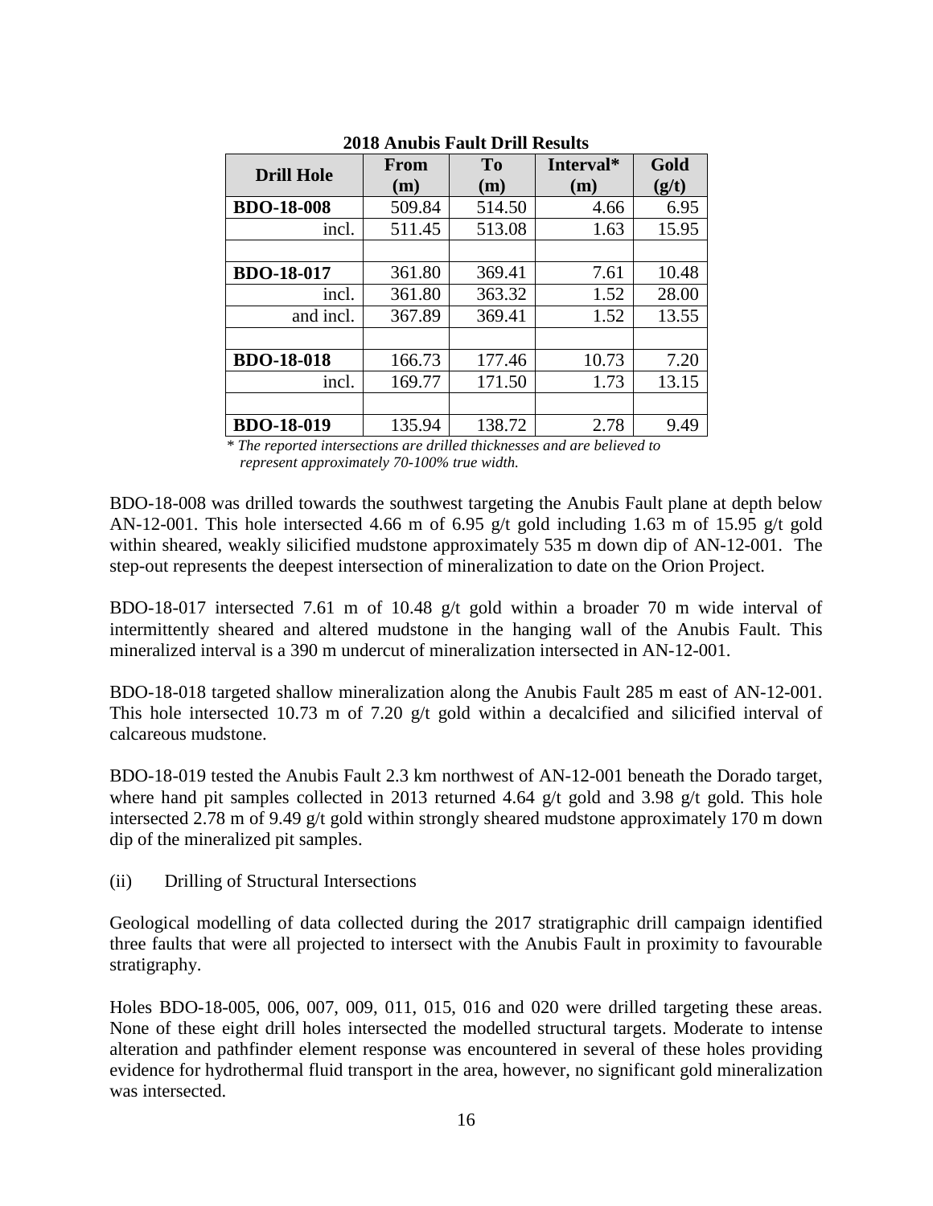**2018 Anubis Fault Drill Results**

| Drill Hole | From (m) | To (m) | Interval* (m) | Gold (g/t) |
|---|---|---|---|---|
| **BDO-18-008** | 509.84 | 514.50 | 4.66 | 6.95 |
| incl. | 511.45 | 513.08 | 1.63 | 15.95 |
| | | | | |
| **BDO-18-017** | 361.80 | 369.41 | 7.61 | 10.48 |
| incl. | 361.80 | 363.32 | 1.52 | 28.00 |
| and incl. | 367.89 | 369.41 | 1.52 | 13.55 |
| | | | | |
| **BDO-18-018** | 166.73 | 177.46 | 10.73 | 7.20 |
| incl. | 169.77 | 171.50 | 1.73 | 13.15 |
| | | | | |
| **BDO-18-019** | 135.94 | 138.72 | 2.78 | 9.49 |

*\* The reported intersections are drilled thicknesses and are believed to represent approximately 70-100% true width.*

BDO-18-008 was drilled towards the southwest targeting the Anubis Fault plane at depth below AN-12-001. This hole intersected 4.66 m of 6.95 g/t gold including 1.63 m of 15.95 g/t gold within sheared, weakly silicified mudstone approximately 535 m down dip of AN-12-001. The step-out represents the deepest intersection of mineralization to date on the Orion Project.

BDO-18-017 intersected 7.61 m of 10.48 g/t gold within a broader 70 m wide interval of intermittently sheared and altered mudstone in the hanging wall of the Anubis Fault. This mineralized interval is a 390 m undercut of mineralization intersected in AN-12-001.

BDO-18-018 targeted shallow mineralization along the Anubis Fault 285 m east of AN-12-001. This hole intersected 10.73 m of 7.20 g/t gold within a decalcified and silicified interval of calcareous mudstone.

BDO-18-019 tested the Anubis Fault 2.3 km northwest of AN-12-001 beneath the Dorado target, where hand pit samples collected in 2013 returned 4.64 g/t gold and 3.98 g/t gold. This hole intersected 2.78 m of 9.49 g/t gold within strongly sheared mudstone approximately 170 m down dip of the mineralized pit samples.

(ii) Drilling of Structural Intersections

Geological modelling of data collected during the 2017 stratigraphic drill campaign identified three faults that were all projected to intersect with the Anubis Fault in proximity to favourable stratigraphy.

Holes BDO-18-005, 006, 007, 009, 011, 015, 016 and 020 were drilled targeting these areas. None of these eight drill holes intersected the modelled structural targets. Moderate to intense alteration and pathfinder element response was encountered in several of these holes providing evidence for hydrothermal fluid transport in the area, however, no significant gold mineralization was intersected.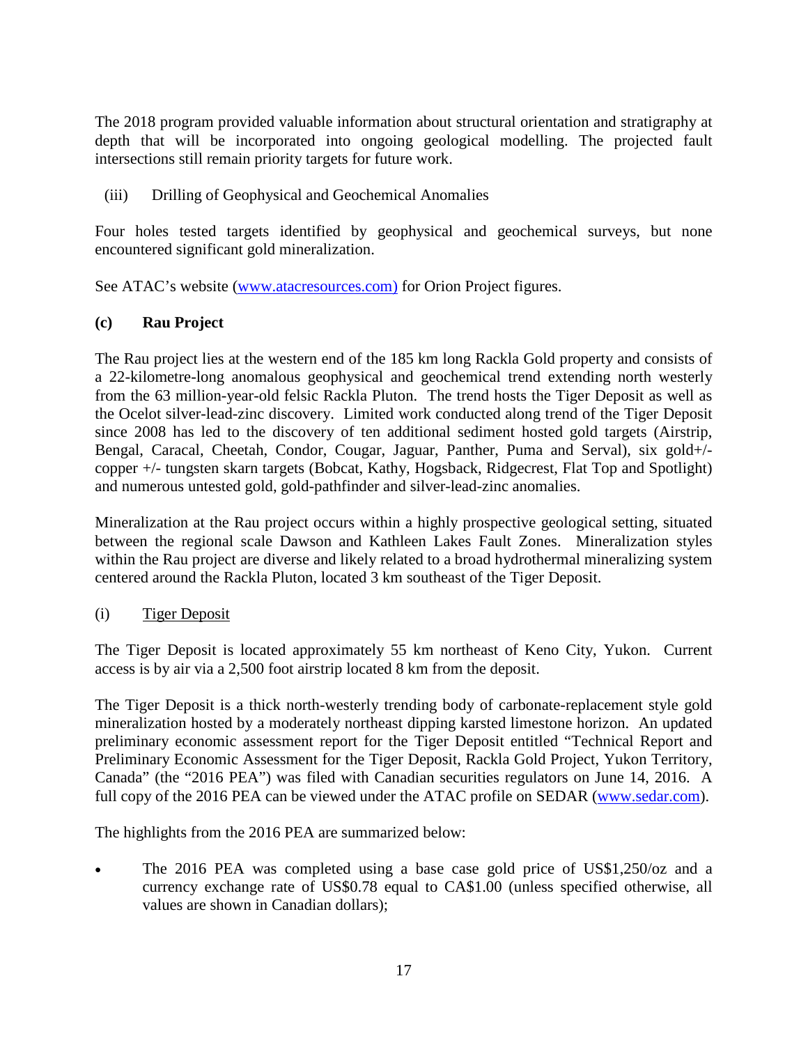The 2018 program provided valuable information about structural orientation and stratigraphy at depth that will be incorporated into ongoing geological modelling. The projected fault intersections still remain priority targets for future work.

(iii) Drilling of Geophysical and Geochemical Anomalies

Four holes tested targets identified by geophysical and geochemical surveys, but none encountered significant gold mineralization.

See ATAC's website (www.atacresources.com) for Orion Project figures.

### (c) Rau Project

The Rau project lies at the western end of the 185 km long Rackla Gold property and consists of a 22-kilometre-long anomalous geophysical and geochemical trend extending north westerly from the 63 million-year-old felsic Rackla Pluton. The trend hosts the Tiger Deposit as well as the Ocelot silver-lead-zinc discovery. Limited work conducted along trend of the Tiger Deposit since 2008 has led to the discovery of ten additional sediment hosted gold targets (Airstrip, Bengal, Caracal, Cheetah, Condor, Cougar, Jaguar, Panther, Puma and Serval), six gold+/- copper +/- tungsten skarn targets (Bobcat, Kathy, Hogsback, Ridgecrest, Flat Top and Spotlight) and numerous untested gold, gold-pathfinder and silver-lead-zinc anomalies.

Mineralization at the Rau project occurs within a highly prospective geological setting, situated between the regional scale Dawson and Kathleen Lakes Fault Zones. Mineralization styles within the Rau project are diverse and likely related to a broad hydrothermal mineralizing system centered around the Rackla Pluton, located 3 km southeast of the Tiger Deposit.

(i) <u>Tiger Deposit</u>

The Tiger Deposit is located approximately 55 km northeast of Keno City, Yukon. Current access is by air via a 2,500 foot airstrip located 8 km from the deposit.

The Tiger Deposit is a thick north-westerly trending body of carbonate-replacement style gold mineralization hosted by a moderately northeast dipping karsted limestone horizon. An updated preliminary economic assessment report for the Tiger Deposit entitled "Technical Report and Preliminary Economic Assessment for the Tiger Deposit, Rackla Gold Project, Yukon Territory, Canada" (the "2016 PEA") was filed with Canadian securities regulators on June 14, 2016. A full copy of the 2016 PEA can be viewed under the ATAC profile on SEDAR (www.sedar.com).

The highlights from the 2016 PEA are summarized below:

- The 2016 PEA was completed using a base case gold price of US$1,250/oz and a currency exchange rate of US$0.78 equal to CA$1.00 (unless specified otherwise, all values are shown in Canadian dollars);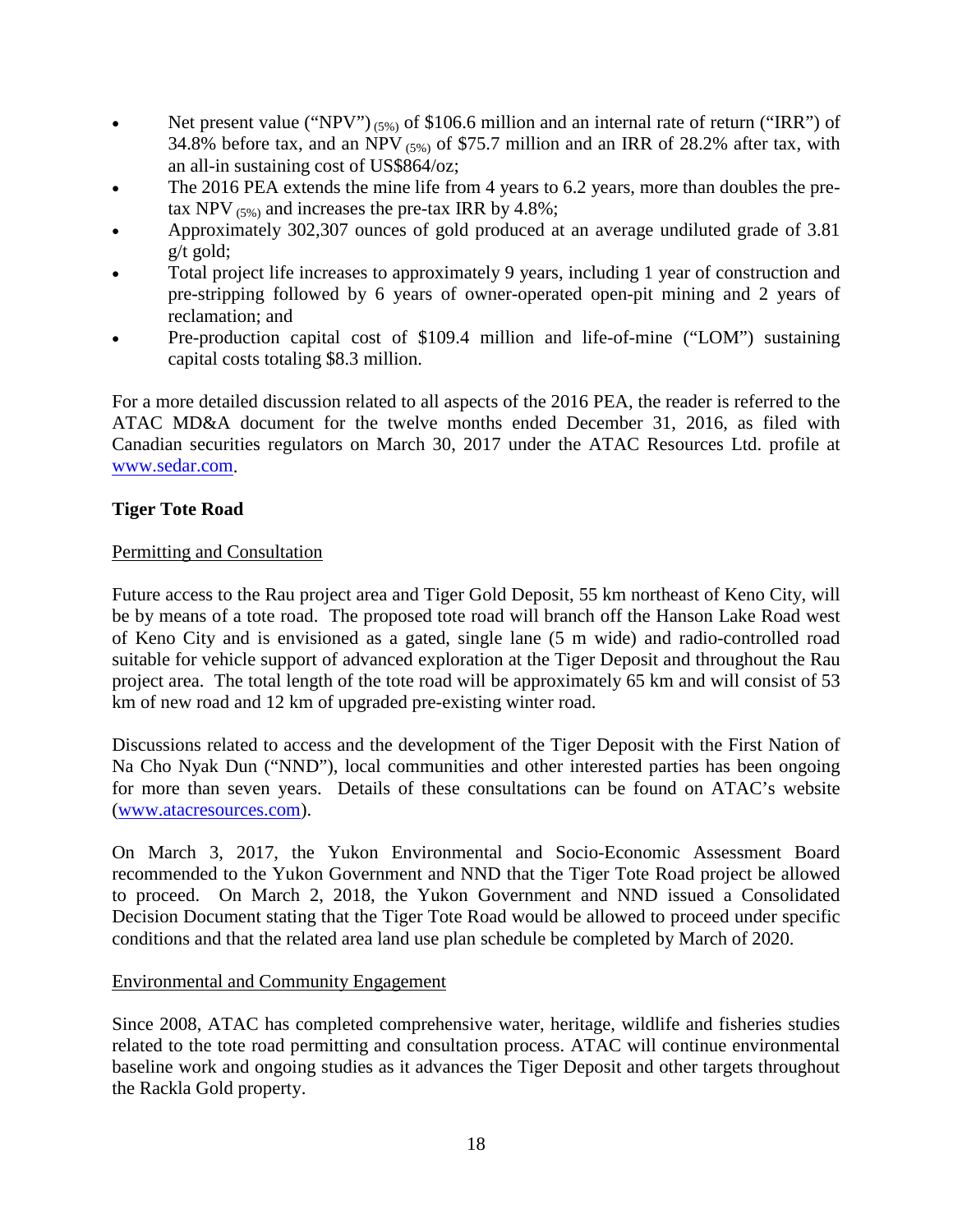- Net present value ("NPV") $_{(5\%)}$ of $106.6 million and an internal rate of return ("IRR") of 34.8% before tax, and an NPV $_{(5\%)}$ of $75.7 million and an IRR of 28.2% after tax, with an all-in sustaining cost of US$864/oz;
- The 2016 PEA extends the mine life from 4 years to 6.2 years, more than doubles the pre-tax NPV $_{(5\%)}$ and increases the pre-tax IRR by 4.8%;
- Approximately 302,307 ounces of gold produced at an average undiluted grade of 3.81 g/t gold;
- Total project life increases to approximately 9 years, including 1 year of construction and pre-stripping followed by 6 years of owner-operated open-pit mining and 2 years of reclamation; and
- Pre-production capital cost of $109.4 million and life-of-mine ("LOM") sustaining capital costs totaling $8.3 million.

For a more detailed discussion related to all aspects of the 2016 PEA, the reader is referred to the ATAC MD&A document for the twelve months ended December 31, 2016, as filed with Canadian securities regulators on March 30, 2017 under the ATAC Resources Ltd. profile at www.sedar.com.

**Tiger Tote Road**

Permitting and Consultation

Future access to the Rau project area and Tiger Gold Deposit, 55 km northeast of Keno City, will be by means of a tote road. The proposed tote road will branch off the Hanson Lake Road west of Keno City and is envisioned as a gated, single lane (5 m wide) and radio-controlled road suitable for vehicle support of advanced exploration at the Tiger Deposit and throughout the Rau project area. The total length of the tote road will be approximately 65 km and will consist of 53 km of new road and 12 km of upgraded pre-existing winter road.

Discussions related to access and the development of the Tiger Deposit with the First Nation of Na Cho Nyak Dun ("NND"), local communities and other interested parties has been ongoing for more than seven years. Details of these consultations can be found on ATAC's website (www.atacresources.com).

On March 3, 2017, the Yukon Environmental and Socio-Economic Assessment Board recommended to the Yukon Government and NND that the Tiger Tote Road project be allowed to proceed. On March 2, 2018, the Yukon Government and NND issued a Consolidated Decision Document stating that the Tiger Tote Road would be allowed to proceed under specific conditions and that the related area land use plan schedule be completed by March of 2020.

Environmental and Community Engagement

Since 2008, ATAC has completed comprehensive water, heritage, wildlife and fisheries studies related to the tote road permitting and consultation process. ATAC will continue environmental baseline work and ongoing studies as it advances the Tiger Deposit and other targets throughout the Rackla Gold property.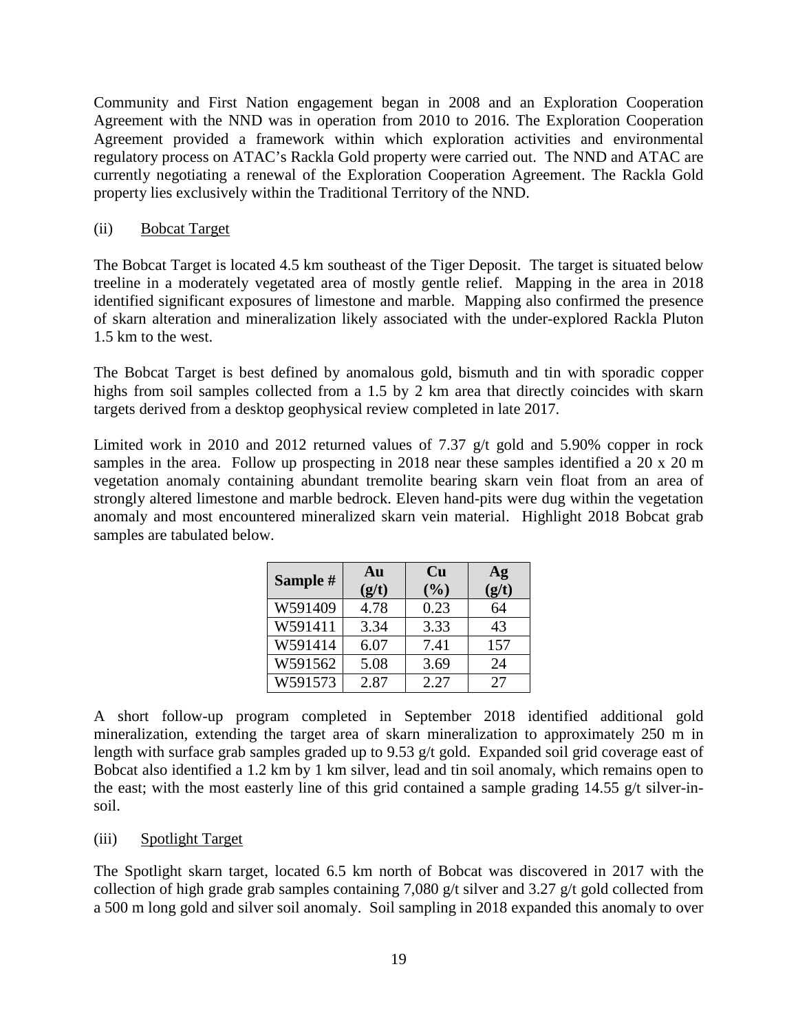Community and First Nation engagement began in 2008 and an Exploration Cooperation Agreement with the NND was in operation from 2010 to 2016. The Exploration Cooperation Agreement provided a framework within which exploration activities and environmental regulatory process on ATAC's Rackla Gold property were carried out. The NND and ATAC are currently negotiating a renewal of the Exploration Cooperation Agreement. The Rackla Gold property lies exclusively within the Traditional Territory of the NND.

(ii) Bobcat Target

The Bobcat Target is located 4.5 km southeast of the Tiger Deposit. The target is situated below treeline in a moderately vegetated area of mostly gentle relief. Mapping in the area in 2018 identified significant exposures of limestone and marble. Mapping also confirmed the presence of skarn alteration and mineralization likely associated with the under-explored Rackla Pluton 1.5 km to the west.

The Bobcat Target is best defined by anomalous gold, bismuth and tin with sporadic copper highs from soil samples collected from a 1.5 by 2 km area that directly coincides with skarn targets derived from a desktop geophysical review completed in late 2017.

Limited work in 2010 and 2012 returned values of 7.37 g/t gold and 5.90% copper in rock samples in the area. Follow up prospecting in 2018 near these samples identified a 20 x 20 m vegetation anomaly containing abundant tremolite bearing skarn vein float from an area of strongly altered limestone and marble bedrock. Eleven hand-pits were dug within the vegetation anomaly and most encountered mineralized skarn vein material. Highlight 2018 Bobcat grab samples are tabulated below.

| Sample # | Au (g/t) | Cu (%) | Ag (g/t) |
|---|---|---|---|
| W591409 | 4.78 | 0.23 | 64 |
| W591411 | 3.34 | 3.33 | 43 |
| W591414 | 6.07 | 7.41 | 157 |
| W591562 | 5.08 | 3.69 | 24 |
| W591573 | 2.87 | 2.27 | 27 |

A short follow-up program completed in September 2018 identified additional gold mineralization, extending the target area of skarn mineralization to approximately 250 m in length with surface grab samples graded up to 9.53 g/t gold. Expanded soil grid coverage east of Bobcat also identified a 1.2 km by 1 km silver, lead and tin soil anomaly, which remains open to the east; with the most easterly line of this grid contained a sample grading 14.55 g/t silver-in-soil.

(iii) Spotlight Target

The Spotlight skarn target, located 6.5 km north of Bobcat was discovered in 2017 with the collection of high grade grab samples containing 7,080 g/t silver and 3.27 g/t gold collected from a 500 m long gold and silver soil anomaly. Soil sampling in 2018 expanded this anomaly to over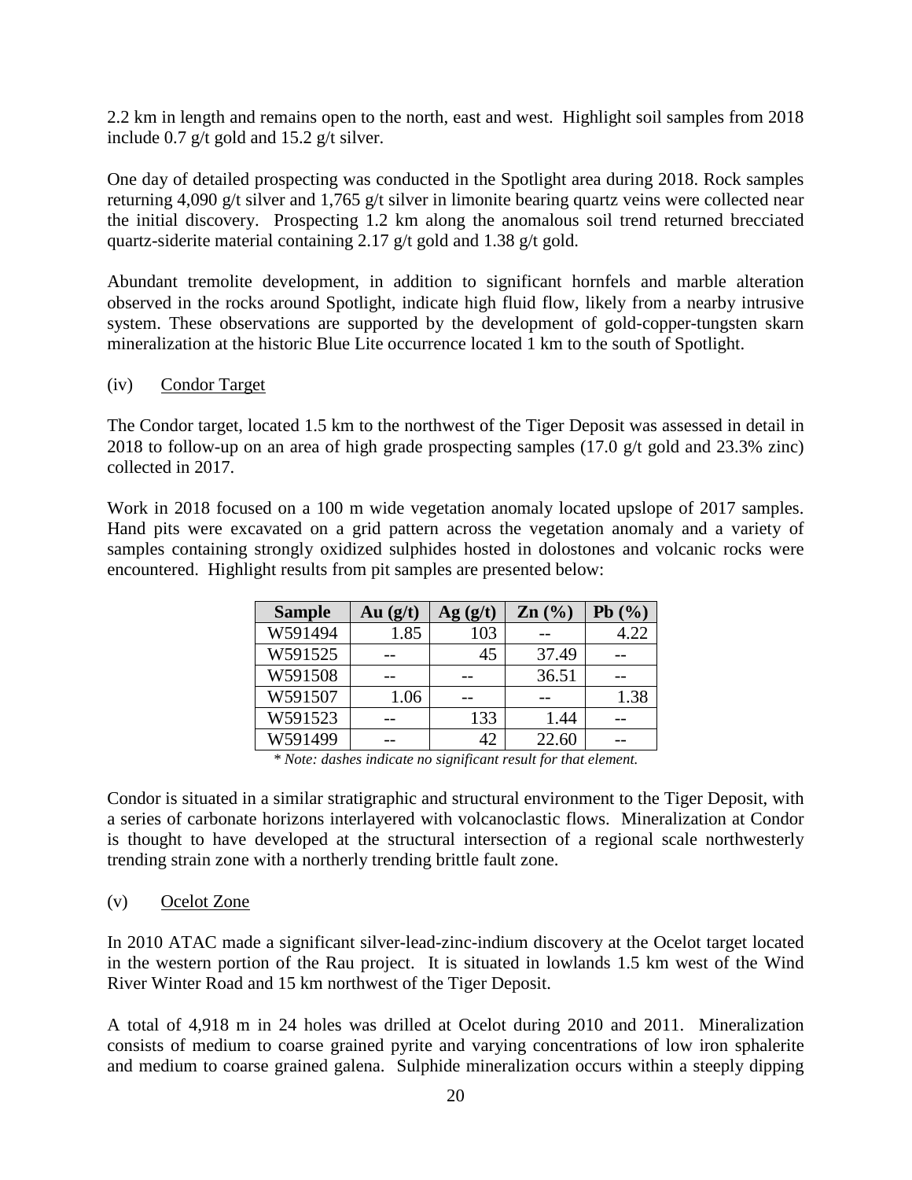2.2 km in length and remains open to the north, east and west. Highlight soil samples from 2018 include 0.7 g/t gold and 15.2 g/t silver.

One day of detailed prospecting was conducted in the Spotlight area during 2018. Rock samples returning 4,090 g/t silver and 1,765 g/t silver in limonite bearing quartz veins were collected near the initial discovery. Prospecting 1.2 km along the anomalous soil trend returned brecciated quartz-siderite material containing 2.17 g/t gold and 1.38 g/t gold.

Abundant tremolite development, in addition to significant hornfels and marble alteration observed in the rocks around Spotlight, indicate high fluid flow, likely from a nearby intrusive system. These observations are supported by the development of gold-copper-tungsten skarn mineralization at the historic Blue Lite occurrence located 1 km to the south of Spotlight.

(iv) Condor Target

The Condor target, located 1.5 km to the northwest of the Tiger Deposit was assessed in detail in 2018 to follow-up on an area of high grade prospecting samples (17.0 g/t gold and 23.3% zinc) collected in 2017.

Work in 2018 focused on a 100 m wide vegetation anomaly located upslope of 2017 samples. Hand pits were excavated on a grid pattern across the vegetation anomaly and a variety of samples containing strongly oxidized sulphides hosted in dolostones and volcanic rocks were encountered. Highlight results from pit samples are presented below:

| Sample | Au (g/t) | Ag (g/t) | Zn (%) | Pb (%) |
|---|---|---|---|---|
| W591494 | 1.85 | 103 | -- | 4.22 |
| W591525 | -- | 45 | 37.49 | -- |
| W591508 | -- | -- | 36.51 | -- |
| W591507 | 1.06 | -- | -- | 1.38 |
| W591523 | -- | 133 | 1.44 | -- |
| W591499 | -- | 42 | 22.60 | -- |

*\* Note: dashes indicate no significant result for that element.*

Condor is situated in a similar stratigraphic and structural environment to the Tiger Deposit, with a series of carbonate horizons interlayered with volcanoclastic flows. Mineralization at Condor is thought to have developed at the structural intersection of a regional scale northwesterly trending strain zone with a northerly trending brittle fault zone.

(v) Ocelot Zone

In 2010 ATAC made a significant silver-lead-zinc-indium discovery at the Ocelot target located in the western portion of the Rau project. It is situated in lowlands 1.5 km west of the Wind River Winter Road and 15 km northwest of the Tiger Deposit.

A total of 4,918 m in 24 holes was drilled at Ocelot during 2010 and 2011. Mineralization consists of medium to coarse grained pyrite and varying concentrations of low iron sphalerite and medium to coarse grained galena. Sulphide mineralization occurs within a steeply dipping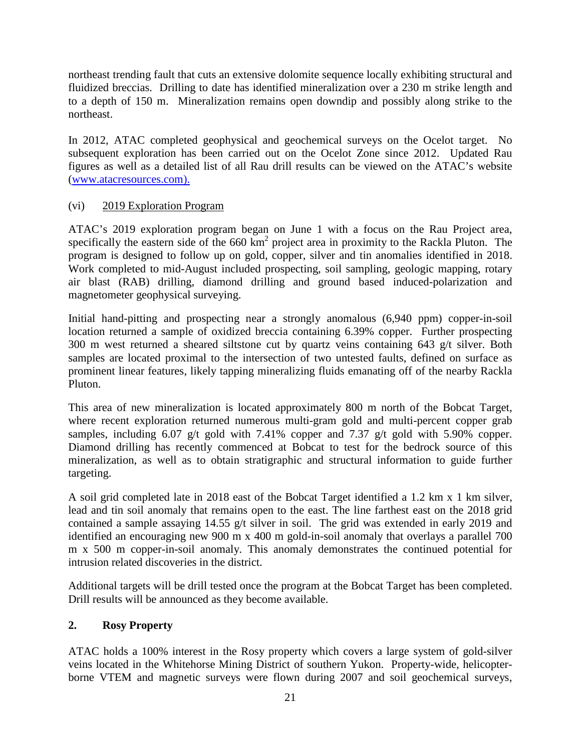northeast trending fault that cuts an extensive dolomite sequence locally exhibiting structural and fluidized breccias. Drilling to date has identified mineralization over a 230 m strike length and to a depth of 150 m. Mineralization remains open downdip and possibly along strike to the northeast.

In 2012, ATAC completed geophysical and geochemical surveys on the Ocelot target. No subsequent exploration has been carried out on the Ocelot Zone since 2012. Updated Rau figures as well as a detailed list of all Rau drill results can be viewed on the ATAC's website (www.atacresources.com).

(vi) 2019 Exploration Program

ATAC's 2019 exploration program began on June 1 with a focus on the Rau Project area, specifically the eastern side of the 660 $km^2$ project area in proximity to the Rackla Pluton. The program is designed to follow up on gold, copper, silver and tin anomalies identified in 2018. Work completed to mid-August included prospecting, soil sampling, geologic mapping, rotary air blast (RAB) drilling, diamond drilling and ground based induced-polarization and magnetometer geophysical surveying.

Initial hand-pitting and prospecting near a strongly anomalous (6,940 ppm) copper-in-soil location returned a sample of oxidized breccia containing 6.39% copper. Further prospecting 300 m west returned a sheared siltstone cut by quartz veins containing 643 g/t silver. Both samples are located proximal to the intersection of two untested faults, defined on surface as prominent linear features, likely tapping mineralizing fluids emanating off of the nearby Rackla Pluton.

This area of new mineralization is located approximately 800 m north of the Bobcat Target, where recent exploration returned numerous multi-gram gold and multi-percent copper grab samples, including 6.07 g/t gold with 7.41% copper and 7.37 g/t gold with 5.90% copper. Diamond drilling has recently commenced at Bobcat to test for the bedrock source of this mineralization, as well as to obtain stratigraphic and structural information to guide further targeting.

A soil grid completed late in 2018 east of the Bobcat Target identified a 1.2 km x 1 km silver, lead and tin soil anomaly that remains open to the east. The line farthest east on the 2018 grid contained a sample assaying 14.55 g/t silver in soil. The grid was extended in early 2019 and identified an encouraging new 900 m x 400 m gold-in-soil anomaly that overlays a parallel 700 m x 500 m copper-in-soil anomaly. This anomaly demonstrates the continued potential for intrusion related discoveries in the district.

Additional targets will be drill tested once the program at the Bobcat Target has been completed. Drill results will be announced as they become available.

## 2. Rosy Property

ATAC holds a 100% interest in the Rosy property which covers a large system of gold-silver veins located in the Whitehorse Mining District of southern Yukon. Property-wide, helicopter-borne VTEM and magnetic surveys were flown during 2007 and soil geochemical surveys,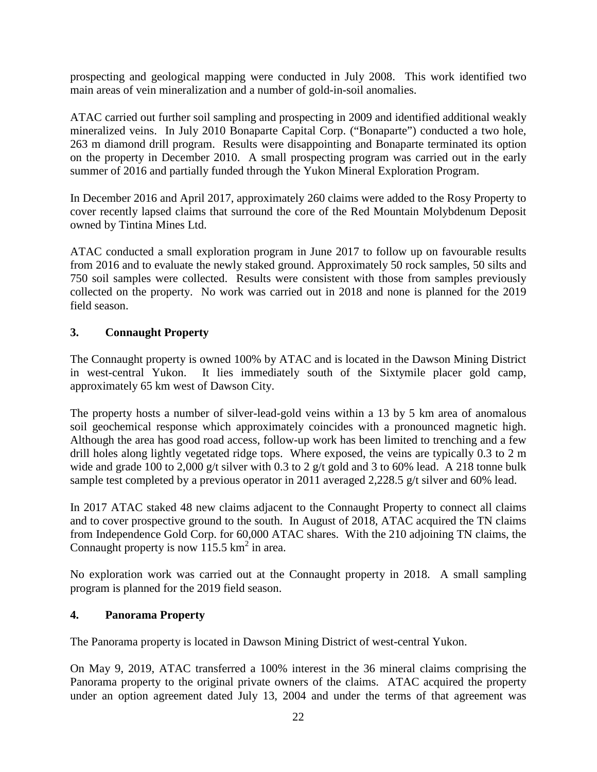prospecting and geological mapping were conducted in July 2008. This work identified two main areas of vein mineralization and a number of gold-in-soil anomalies.

ATAC carried out further soil sampling and prospecting in 2009 and identified additional weakly mineralized veins. In July 2010 Bonaparte Capital Corp. ("Bonaparte") conducted a two hole, 263 m diamond drill program. Results were disappointing and Bonaparte terminated its option on the property in December 2010. A small prospecting program was carried out in the early summer of 2016 and partially funded through the Yukon Mineral Exploration Program.

In December 2016 and April 2017, approximately 260 claims were added to the Rosy Property to cover recently lapsed claims that surround the core of the Red Mountain Molybdenum Deposit owned by Tintina Mines Ltd.

ATAC conducted a small exploration program in June 2017 to follow up on favourable results from 2016 and to evaluate the newly staked ground. Approximately 50 rock samples, 50 silts and 750 soil samples were collected. Results were consistent with those from samples previously collected on the property. No work was carried out in 2018 and none is planned for the 2019 field season.

### 3. Connaught Property

The Connaught property is owned 100% by ATAC and is located in the Dawson Mining District in west-central Yukon. It lies immediately south of the Sixtymile placer gold camp, approximately 65 km west of Dawson City.

The property hosts a number of silver-lead-gold veins within a 13 by 5 km area of anomalous soil geochemical response which approximately coincides with a pronounced magnetic high. Although the area has good road access, follow-up work has been limited to trenching and a few drill holes along lightly vegetated ridge tops. Where exposed, the veins are typically 0.3 to 2 m wide and grade 100 to 2,000 g/t silver with 0.3 to 2 g/t gold and 3 to 60% lead. A 218 tonne bulk sample test completed by a previous operator in 2011 averaged 2,228.5 g/t silver and 60% lead.

In 2017 ATAC staked 48 new claims adjacent to the Connaught Property to connect all claims and to cover prospective ground to the south. In August of 2018, ATAC acquired the TN claims from Independence Gold Corp. for 60,000 ATAC shares. With the 210 adjoining TN claims, the Connaught property is now 115.5 $km^2$ in area.

No exploration work was carried out at the Connaught property in 2018. A small sampling program is planned for the 2019 field season.

### 4. Panorama Property

The Panorama property is located in Dawson Mining District of west-central Yukon.

On May 9, 2019, ATAC transferred a 100% interest in the 36 mineral claims comprising the Panorama property to the original private owners of the claims. ATAC acquired the property under an option agreement dated July 13, 2004 and under the terms of that agreement was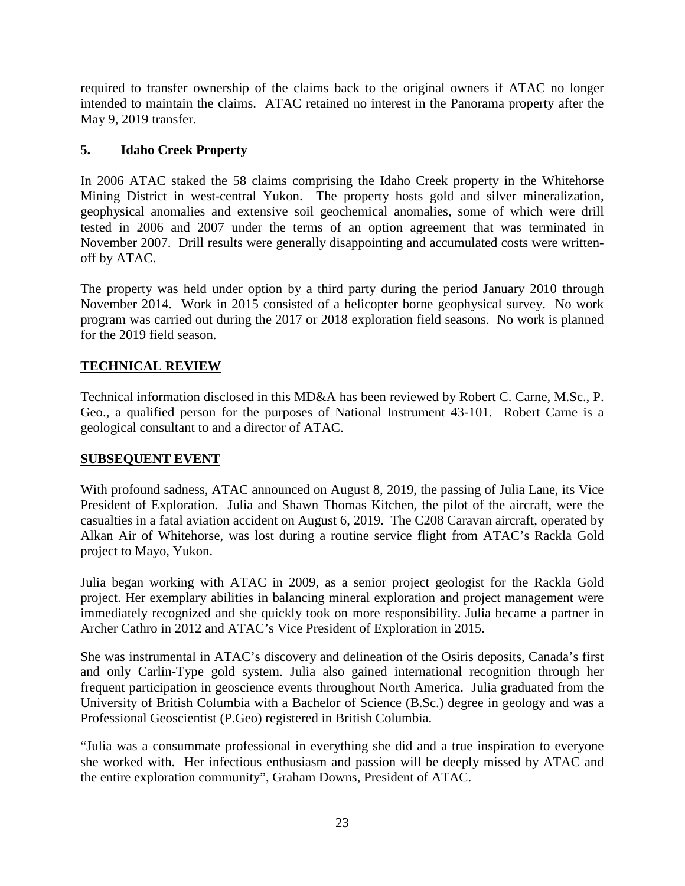required to transfer ownership of the claims back to the original owners if ATAC no longer intended to maintain the claims. ATAC retained no interest in the Panorama property after the May 9, 2019 transfer.

### 5. Idaho Creek Property

In 2006 ATAC staked the 58 claims comprising the Idaho Creek property in the Whitehorse Mining District in west-central Yukon. The property hosts gold and silver mineralization, geophysical anomalies and extensive soil geochemical anomalies, some of which were drill tested in 2006 and 2007 under the terms of an option agreement that was terminated in November 2007. Drill results were generally disappointing and accumulated costs were written-off by ATAC.

The property was held under option by a third party during the period January 2010 through November 2014. Work in 2015 consisted of a helicopter borne geophysical survey. No work program was carried out during the 2017 or 2018 exploration field seasons. No work is planned for the 2019 field season.

## TECHNICAL REVIEW

Technical information disclosed in this MD&A has been reviewed by Robert C. Carne, M.Sc., P. Geo., a qualified person for the purposes of National Instrument 43-101. Robert Carne is a geological consultant to and a director of ATAC.

## SUBSEQUENT EVENT

With profound sadness, ATAC announced on August 8, 2019, the passing of Julia Lane, its Vice President of Exploration. Julia and Shawn Thomas Kitchen, the pilot of the aircraft, were the casualties in a fatal aviation accident on August 6, 2019. The C208 Caravan aircraft, operated by Alkan Air of Whitehorse, was lost during a routine service flight from ATAC's Rackla Gold project to Mayo, Yukon.

Julia began working with ATAC in 2009, as a senior project geologist for the Rackla Gold project. Her exemplary abilities in balancing mineral exploration and project management were immediately recognized and she quickly took on more responsibility. Julia became a partner in Archer Cathro in 2012 and ATAC's Vice President of Exploration in 2015.

She was instrumental in ATAC's discovery and delineation of the Osiris deposits, Canada's first and only Carlin-Type gold system. Julia also gained international recognition through her frequent participation in geoscience events throughout North America. Julia graduated from the University of British Columbia with a Bachelor of Science (B.Sc.) degree in geology and was a Professional Geoscientist (P.Geo) registered in British Columbia.

"Julia was a consummate professional in everything she did and a true inspiration to everyone she worked with. Her infectious enthusiasm and passion will be deeply missed by ATAC and the entire exploration community", Graham Downs, President of ATAC.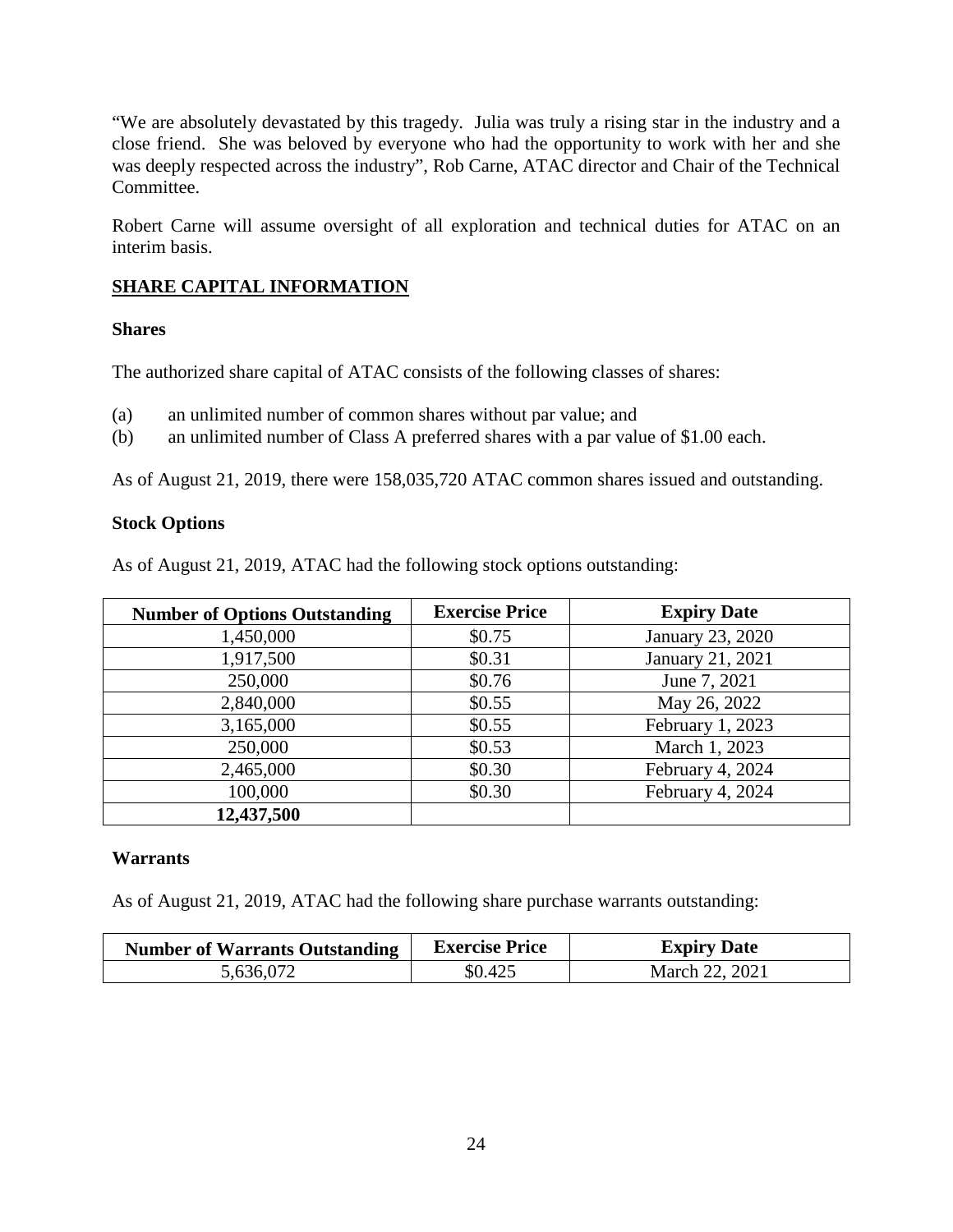"We are absolutely devastated by this tragedy. Julia was truly a rising star in the industry and a close friend. She was beloved by everyone who had the opportunity to work with her and she was deeply respected across the industry", Rob Carne, ATAC director and Chair of the Technical Committee.

Robert Carne will assume oversight of all exploration and technical duties for ATAC on an interim basis.

## SHARE CAPITAL INFORMATION

### Shares

The authorized share capital of ATAC consists of the following classes of shares:

(a) an unlimited number of common shares without par value; and
(b) an unlimited number of Class A preferred shares with a par value of $1.00 each.

As of August 21, 2019, there were 158,035,720 ATAC common shares issued and outstanding.

### Stock Options

As of August 21, 2019, ATAC had the following stock options outstanding:

| Number of Options Outstanding | Exercise Price | Expiry Date |
|---|---|---|
| 1,450,000 | $0.75 | January 23, 2020 |
| 1,917,500 | $0.31 | January 21, 2021 |
| 250,000 | $0.76 | June 7, 2021 |
| 2,840,000 | $0.55 | May 26, 2022 |
| 3,165,000 | $0.55 | February 1, 2023 |
| 250,000 | $0.53 | March 1, 2023 |
| 2,465,000 | $0.30 | February 4, 2024 |
| 100,000 | $0.30 | February 4, 2024 |
| **12,437,500** | | |

### Warrants

As of August 21, 2019, ATAC had the following share purchase warrants outstanding:

| Number of Warrants Outstanding | Exercise Price | Expiry Date |
|---|---|---|
| 5,636,072 | $0.425 | March 22, 2021 |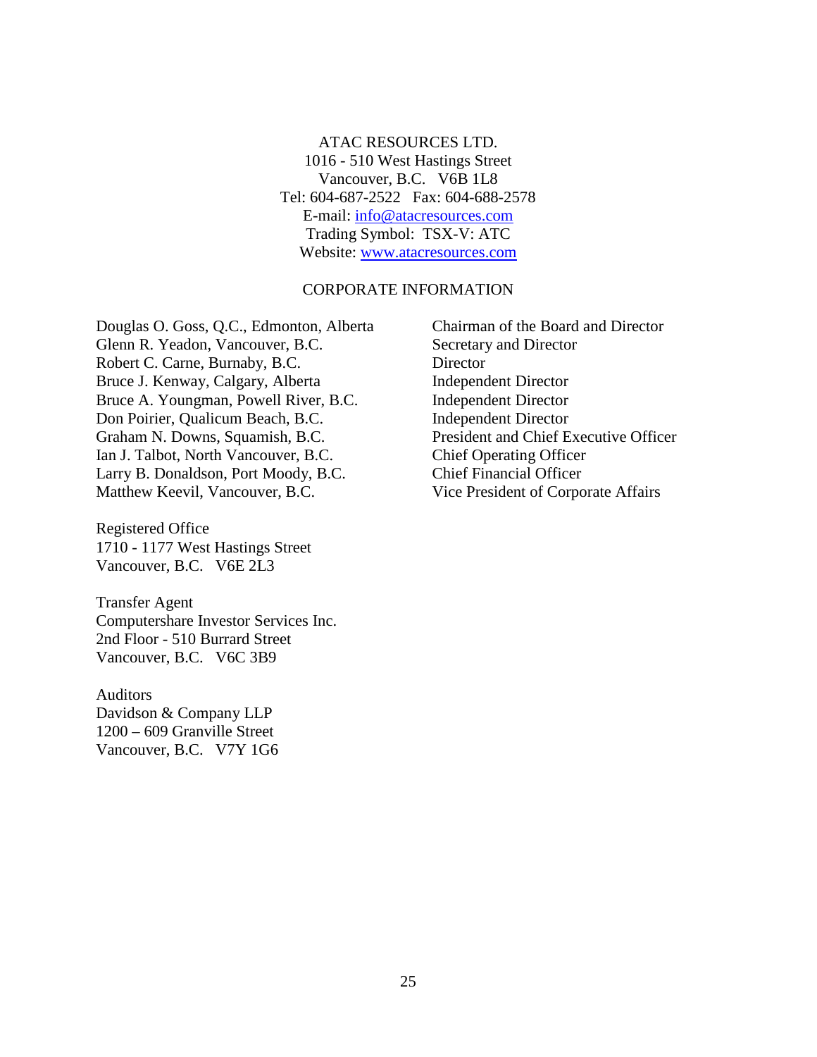ATAC RESOURCES LTD.
1016 - 510 West Hastings Street
Vancouver, B.C. V6B 1L8
Tel: 604-687-2522 Fax: 604-688-2578
E-mail: info@atacresources.com
Trading Symbol: TSX-V: ATC
Website: www.atacresources.com

## CORPORATE INFORMATION

| | |
|---|---|
| Douglas O. Goss, Q.C., Edmonton, Alberta | Chairman of the Board and Director |
| Glenn R. Yeadon, Vancouver, B.C. | Secretary and Director |
| Robert C. Carne, Burnaby, B.C. | Director |
| Bruce J. Kenway, Calgary, Alberta | Independent Director |
| Bruce A. Youngman, Powell River, B.C. | Independent Director |
| Don Poirier, Qualicum Beach, B.C. | Independent Director |
| Graham N. Downs, Squamish, B.C. | President and Chief Executive Officer |
| Ian J. Talbot, North Vancouver, B.C. | Chief Operating Officer |
| Larry B. Donaldson, Port Moody, B.C. | Chief Financial Officer |
| Matthew Keevil, Vancouver, B.C. | Vice President of Corporate Affairs |

Registered Office
1710 - 1177 West Hastings Street
Vancouver, B.C. V6E 2L3

Transfer Agent
Computershare Investor Services Inc.
2nd Floor - 510 Burrard Street
Vancouver, B.C. V6C 3B9

Auditors
Davidson & Company LLP
1200 – 609 Granville Street
Vancouver, B.C. V7Y 1G6